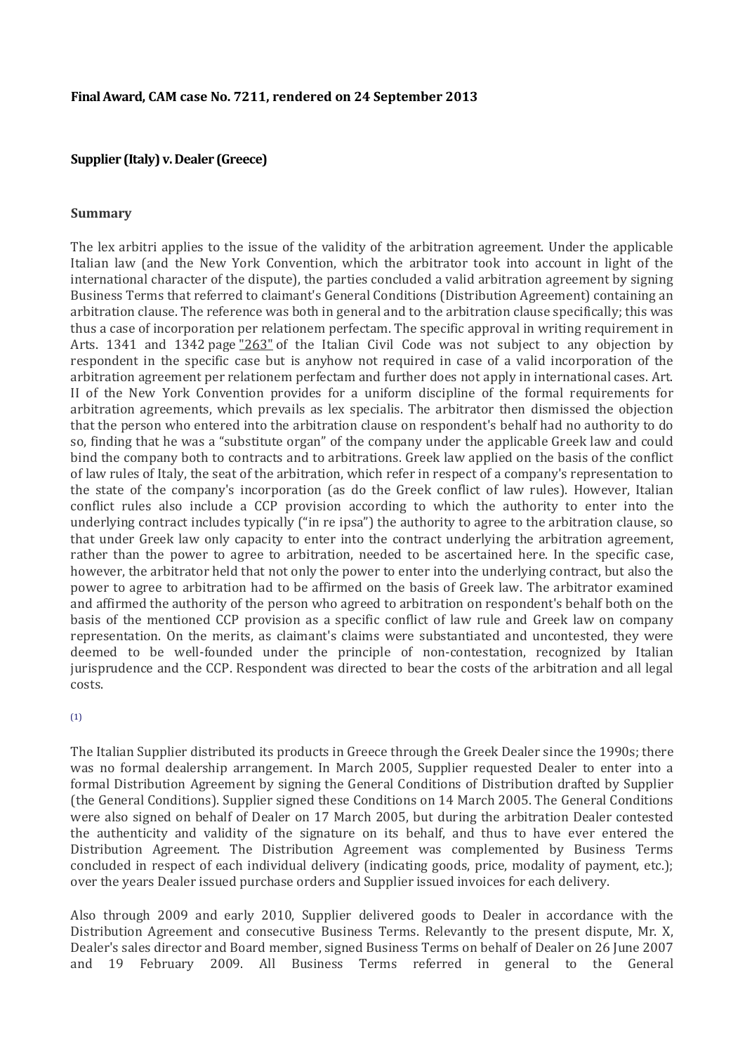**Final Award, CAM case No. 7211, rendered on 24 September 2013**

**Supplier (Italy) v. Dealer (Greece)**

**Summary**

The lex arbitri applies to the issue of the validity of the arbitration agreement. Under the applicable Italian law (and the New York Convention, which the arbitrator took into account in light of the international character of the dispute), the parties concluded a valid arbitration agreement by signing Business Terms that referred to claimant's General Conditions (Distribution Agreement) containing an arbitration clause. The reference was both in general and to the arbitration clause specifically; this was thus a case of incorporation per relationem perfectam. The specific approval in writing requirement in Arts. 1341 and 1342 page "263" of the Italian Civil Code was not subject to any objection by respondent in the specific case but is anyhow not required in case of a valid incorporation of the arbitration agreement per relationem perfectam and further does not apply in international cases. Art. II of the New York Convention provides for a uniform discipline of the formal requirements for arbitration agreements, which prevails as lex specialis. The arbitrator then dismissed the objection that the person who entered into the arbitration clause on respondent's behalf had no authority to do so, finding that he was a "substitute organ" of the company under the applicable Greek law and could bind the company both to contracts and to arbitrations. Greek law applied on the basis of the conflict of law rules of Italy, the seat of the arbitration, which refer in respect of a company's representation to the state of the company's incorporation (as do the Greek conflict of law rules). However, Italian conflict rules also include a CCP provision according to which the authority to enter into the underlying contract includes typically ("in re ipsa") the authority to agree to the arbitration clause, so that under Greek law only capacity to enter into the contract underlying the arbitration agreement, rather than the power to agree to arbitration, needed to be ascertained here. In the specific case, however, the arbitrator held that not only the power to enter into the underlying contract, but also the power to agree to arbitration had to be affirmed on the basis of Greek law. The arbitrator examined and affirmed the authority of the person who agreed to arbitration on respondent's behalf both on the basis of the mentioned CCP provision as a specific conflict of law rule and Greek law on company representation. On the merits, as claimant's claims were substantiated and uncontested, they were deemed to be well-founded under the principle of non-contestation, recognized by Italian jurisprudence and the CCP. Respondent was directed to bear the costs of the arbitration and all legal costs.

(1)

The Italian Supplier distributed its products in Greece through the Greek Dealer since the 1990s; there was no formal dealership arrangement. In March 2005, Supplier requested Dealer to enter into a formal Distribution Agreement by signing the General Conditions of Distribution drafted by Supplier (the General Conditions). Supplier signed these Conditions on 14 March 2005. The General Conditions were also signed on behalf of Dealer on 17 March 2005, but during the arbitration Dealer contested the authenticity and validity of the signature on its behalf, and thus to have ever entered the Distribution Agreement. The Distribution Agreement was complemented by Business Terms concluded in respect of each individual delivery (indicating goods, price, modality of payment, etc.); over the years Dealer issued purchase orders and Supplier issued invoices for each delivery.

Also through 2009 and early 2010, Supplier delivered goods to Dealer in accordance with the Distribution Agreement and consecutive Business Terms. Relevantly to the present dispute, Mr. X, Dealer's sales director and Board member, signed Business Terms on behalf of Dealer on 26 June 2007 and 19 February 2009. All Business Terms referred in general to the General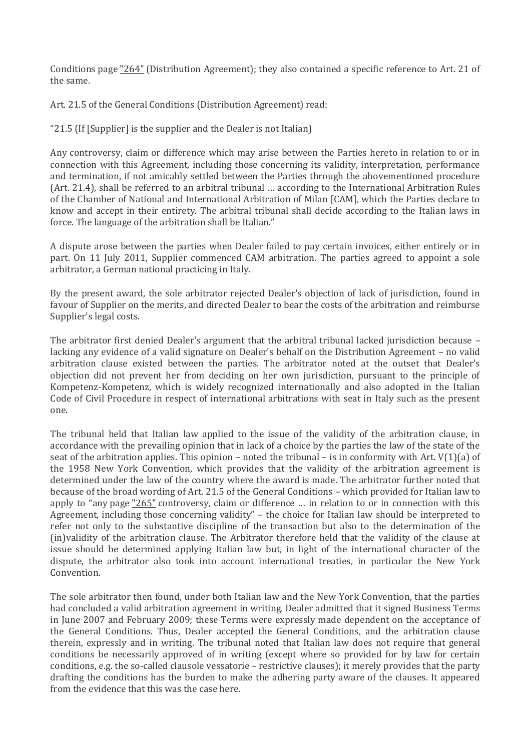Conditions page "264" (Distribution Agreement); they also contained a specific reference to Art. 21 of the same.

Art. 21.5 of the General Conditions (Distribution Agreement) read:

"21.5 (If [Supplier] is the supplier and the Dealer is not Italian)

Any controversy, claim or difference which may arise between the Parties hereto in relation to or in connection with this Agreement, including those concerning its validity, interpretation, performance and termination, if not amicably settled between the Parties through the abovementioned procedure (Art. 21.4), shall be referred to an arbitral tribunal … according to the International Arbitration Rules of the Chamber of National and International Arbitration of Milan [CAM], which the Parties declare to know and accept in their entirety. The arbitral tribunal shall decide according to the Italian laws in force. The language of the arbitration shall be Italian."

A dispute arose between the parties when Dealer failed to pay certain invoices, either entirely or in part. On 11 July 2011, Supplier commenced CAM arbitration. The parties agreed to appoint a sole arbitrator, a German national practicing in Italy.

By the present award, the sole arbitrator rejected Dealer's objection of lack of jurisdiction, found in favour of Supplier on the merits, and directed Dealer to bear the costs of the arbitration and reimburse Supplier's legal costs.

The arbitrator first denied Dealer's argument that the arbitral tribunal lacked jurisdiction because – lacking any evidence of a valid signature on Dealer's behalf on the Distribution Agreement – no valid arbitration clause existed between the parties. The arbitrator noted at the outset that Dealer's objection did not prevent her from deciding on her own jurisdiction, pursuant to the principle of Kompetenz-Kompetenz, which is widely recognized internationally and also adopted in the Italian Code of Civil Procedure in respect of international arbitrations with seat in Italy such as the present one.

The tribunal held that Italian law applied to the issue of the validity of the arbitration clause, in accordance with the prevailing opinion that in lack of a choice by the parties the law of the state of the seat of the arbitration applies. This opinion – noted the tribunal – is in conformity with Art. V(1)(a) of the 1958 New York Convention, which provides that the validity of the arbitration agreement is determined under the law of the country where the award is made. The arbitrator further noted that because of the broad wording of Art. 21.5 of the General Conditions – which provided for Italian law to apply to "any page "265" controversy, claim or difference … in relation to or in connection with this Agreement, including those concerning validity" – the choice for Italian law should be interpreted to refer not only to the substantive discipline of the transaction but also to the determination of the (in)validity of the arbitration clause. The Arbitrator therefore held that the validity of the clause at issue should be determined applying Italian law but, in light of the international character of the dispute, the arbitrator also took into account international treaties, in particular the New York Convention.

The sole arbitrator then found, under both Italian law and the New York Convention, that the parties had concluded a valid arbitration agreement in writing. Dealer admitted that it signed Business Terms in June 2007 and February 2009; these Terms were expressly made dependent on the acceptance of the General Conditions. Thus, Dealer accepted the General Conditions, and the arbitration clause therein, expressly and in writing. The tribunal noted that Italian law does not require that general conditions be necessarily approved of in writing (except where so provided for by law for certain conditions, e.g. the so-called clausole vessatorie – restrictive clauses); it merely provides that the party drafting the conditions has the burden to make the adhering party aware of the clauses. It appeared from the evidence that this was the case here.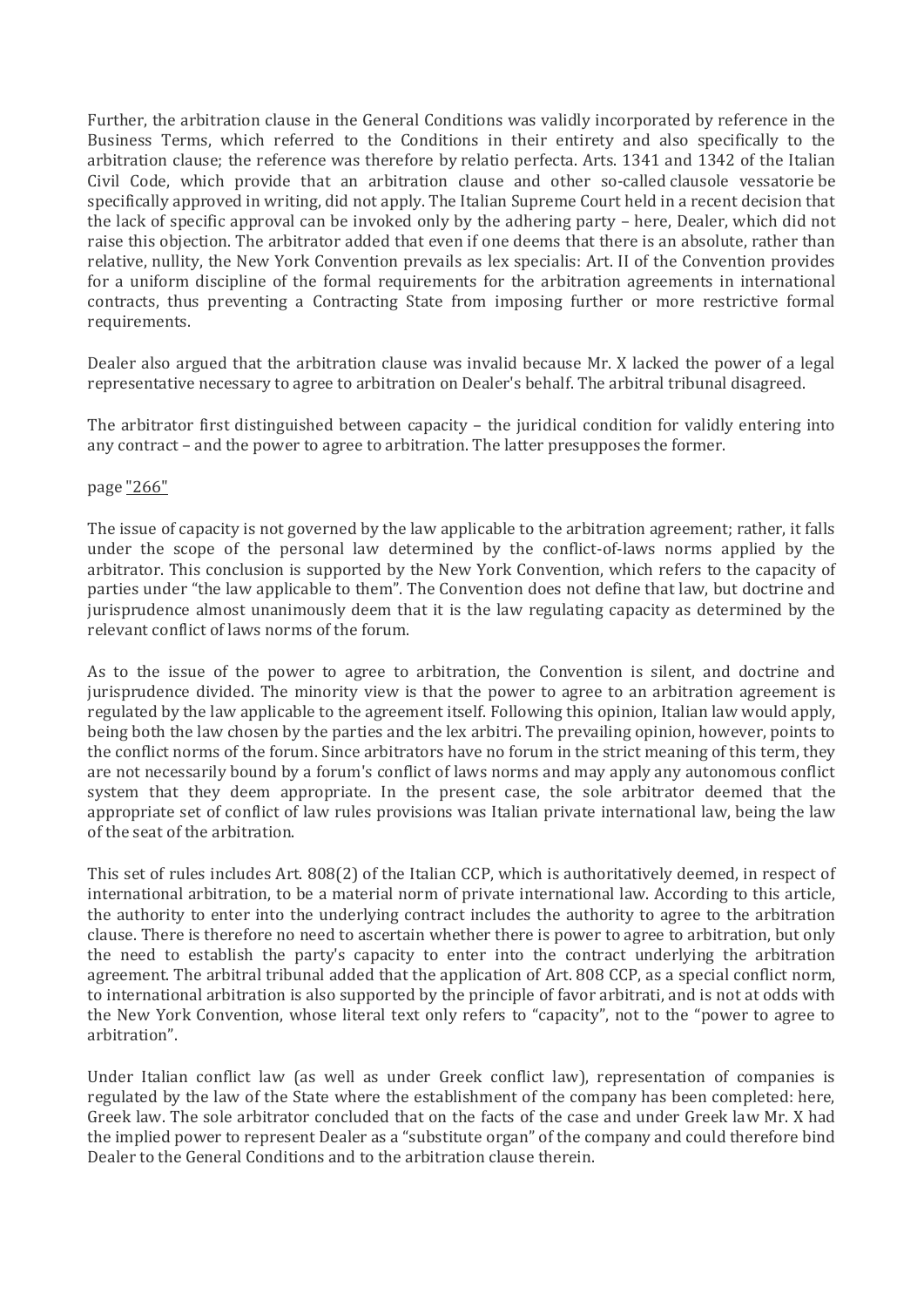Further, the arbitration clause in the General Conditions was validly incorporated by reference in the Business Terms, which referred to the Conditions in their entirety and also specifically to the arbitration clause; the reference was therefore by relatio perfecta. Arts. 1341 and 1342 of the Italian Civil Code, which provide that an arbitration clause and other so-called clausole vessatorie be specifically approved in writing, did not apply. The Italian Supreme Court held in a recent decision that the lack of specific approval can be invoked only by the adhering party – here, Dealer, which did not raise this objection. The arbitrator added that even if one deems that there is an absolute, rather than relative, nullity, the New York Convention prevails as lex specialis: Art. II of the Convention provides for a uniform discipline of the formal requirements for the arbitration agreements in international contracts, thus preventing a Contracting State from imposing further or more restrictive formal requirements.

Dealer also argued that the arbitration clause was invalid because Mr. X lacked the power of a legal representative necessary to agree to arbitration on Dealer's behalf. The arbitral tribunal disagreed.

The arbitrator first distinguished between capacity – the juridical condition for validly entering into any contract – and the power to agree to arbitration. The latter presupposes the former.

page "266"

The issue of capacity is not governed by the law applicable to the arbitration agreement; rather, it falls under the scope of the personal law determined by the conflict-of-laws norms applied by the arbitrator. This conclusion is supported by the New York Convention, which refers to the capacity of parties under "the law applicable to them". The Convention does not define that law, but doctrine and jurisprudence almost unanimously deem that it is the law regulating capacity as determined by the relevant conflict of laws norms of the forum.

As to the issue of the power to agree to arbitration, the Convention is silent, and doctrine and jurisprudence divided. The minority view is that the power to agree to an arbitration agreement is regulated by the law applicable to the agreement itself. Following this opinion, Italian law would apply, being both the law chosen by the parties and the lex arbitri. The prevailing opinion, however, points to the conflict norms of the forum. Since arbitrators have no forum in the strict meaning of this term, they are not necessarily bound by a forum's conflict of laws norms and may apply any autonomous conflict system that they deem appropriate. In the present case, the sole arbitrator deemed that the appropriate set of conflict of law rules provisions was Italian private international law, being the law of the seat of the arbitration.

This set of rules includes Art. 808(2) of the Italian CCP, which is authoritatively deemed, in respect of international arbitration, to be a material norm of private international law. According to this article, the authority to enter into the underlying contract includes the authority to agree to the arbitration clause. There is therefore no need to ascertain whether there is power to agree to arbitration, but only the need to establish the party's capacity to enter into the contract underlying the arbitration agreement. The arbitral tribunal added that the application of Art. 808 CCP, as a special conflict norm, to international arbitration is also supported by the principle of favor arbitrati, and is not at odds with the New York Convention, whose literal text only refers to "capacity", not to the "power to agree to arbitration".

Under Italian conflict law (as well as under Greek conflict law), representation of companies is regulated by the law of the State where the establishment of the company has been completed: here, Greek law. The sole arbitrator concluded that on the facts of the case and under Greek law Mr. X had the implied power to represent Dealer as a "substitute organ" of the company and could therefore bind Dealer to the General Conditions and to the arbitration clause therein.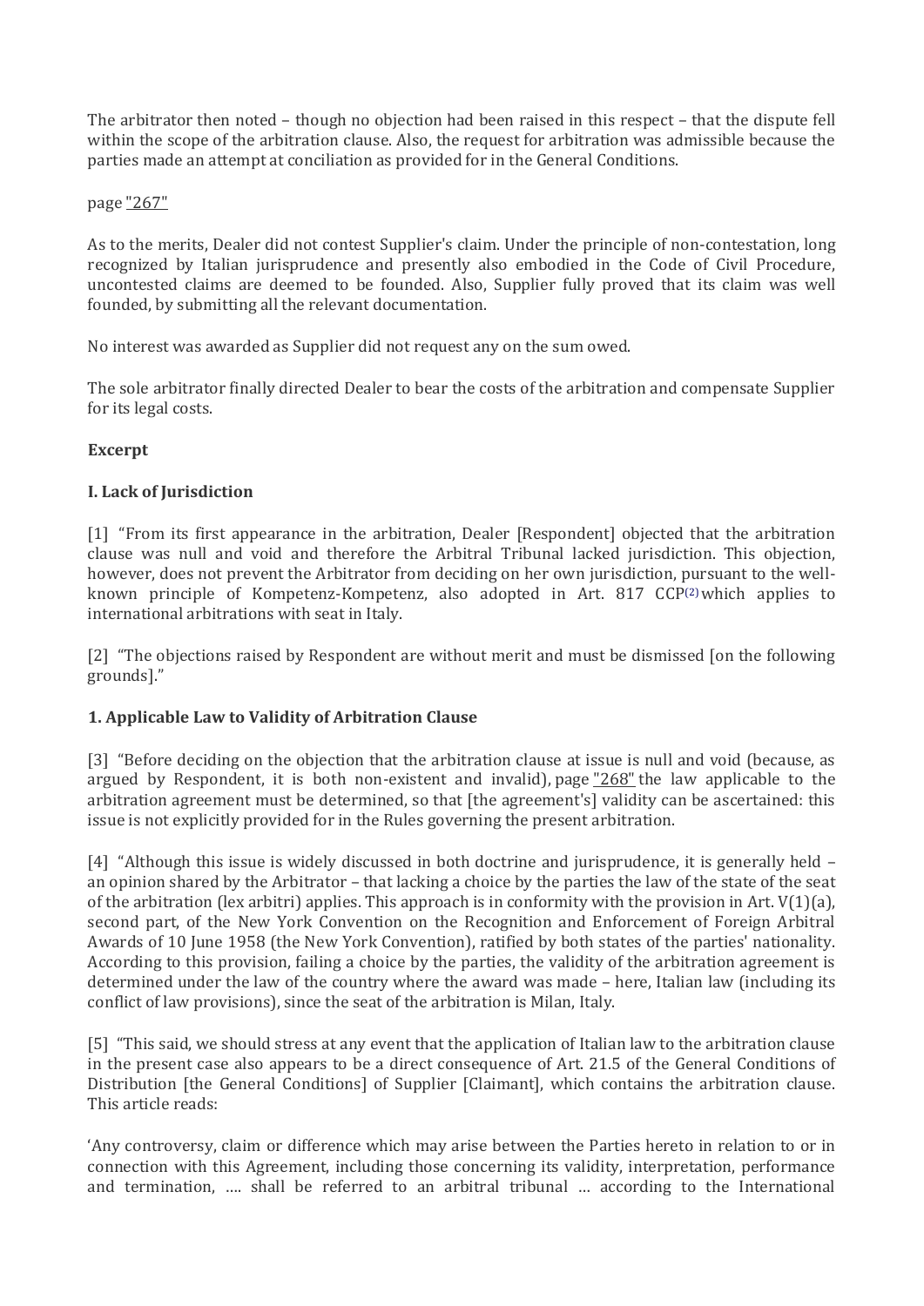The arbitrator then noted – though no objection had been raised in this respect – that the dispute fell within the scope of the arbitration clause. Also, the request for arbitration was admissible because the parties made an attempt at conciliation as provided for in the General Conditions.

page "267"

As to the merits, Dealer did not contest Supplier's claim. Under the principle of non-contestation, long recognized by Italian jurisprudence and presently also embodied in the Code of Civil Procedure, uncontested claims are deemed to be founded. Also, Supplier fully proved that its claim was well founded, by submitting all the relevant documentation.

No interest was awarded as Supplier did not request any on the sum owed.

The sole arbitrator finally directed Dealer to bear the costs of the arbitration and compensate Supplier for its legal costs.

**Excerpt**

### I. Lack of Jurisdiction

[1] "From its first appearance in the arbitration, Dealer [Respondent] objected that the arbitration clause was null and void and therefore the Arbitral Tribunal lacked jurisdiction. This objection, however, does not prevent the Arbitrator from deciding on her own jurisdiction, pursuant to the well-known principle of Kompetenz-Kompetenz, also adopted in Art. 817 CCP[2] which applies to international arbitrations with seat in Italy.

[2] "The objections raised by Respondent are without merit and must be dismissed [on the following grounds]."

### 1. Applicable Law to Validity of Arbitration Clause

[3] "Before deciding on the objection that the arbitration clause at issue is null and void (because, as argued by Respondent, it is both non-existent and invalid), page "268" the law applicable to the arbitration agreement must be determined, so that [the agreement's] validity can be ascertained: this issue is not explicitly provided for in the Rules governing the present arbitration.

[4] "Although this issue is widely discussed in both doctrine and jurisprudence, it is generally held – an opinion shared by the Arbitrator – that lacking a choice by the parties the law of the state of the seat of the arbitration (lex arbitri) applies. This approach is in conformity with the provision in Art. V(1)(a), second part, of the New York Convention on the Recognition and Enforcement of Foreign Arbitral Awards of 10 June 1958 (the New York Convention), ratified by both states of the parties' nationality. According to this provision, failing a choice by the parties, the validity of the arbitration agreement is determined under the law of the country where the award was made – here, Italian law (including its conflict of law provisions), since the seat of the arbitration is Milan, Italy.

[5] "This said, we should stress at any event that the application of Italian law to the arbitration clause in the present case also appears to be a direct consequence of Art. 21.5 of the General Conditions of Distribution [the General Conditions] of Supplier [Claimant], which contains the arbitration clause. This article reads:

'Any controversy, claim or difference which may arise between the Parties hereto in relation to or in connection with this Agreement, including those concerning its validity, interpretation, performance and termination, …. shall be referred to an arbitral tribunal … according to the International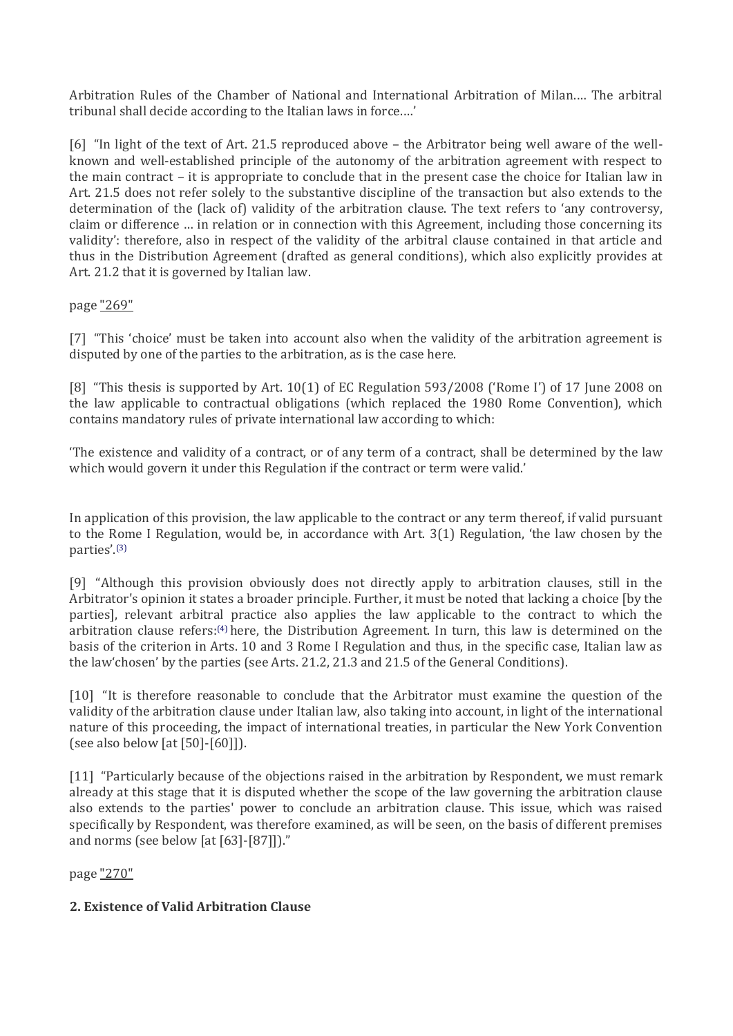Arbitration Rules of the Chamber of National and International Arbitration of Milan…. The arbitral tribunal shall decide according to the Italian laws in force….'

[6] "In light of the text of Art. 21.5 reproduced above – the Arbitrator being well aware of the well-known and well-established principle of the autonomy of the arbitration agreement with respect to the main contract – it is appropriate to conclude that in the present case the choice for Italian law in Art. 21.5 does not refer solely to the substantive discipline of the transaction but also extends to the determination of the (lack of) validity of the arbitration clause. The text refers to 'any controversy, claim or difference … in relation or in connection with this Agreement, including those concerning its validity': therefore, also in respect of the validity of the arbitral clause contained in that article and thus in the Distribution Agreement (drafted as general conditions), which also explicitly provides at Art. 21.2 that it is governed by Italian law.

page "269"

[7] "This 'choice' must be taken into account also when the validity of the arbitration agreement is disputed by one of the parties to the arbitration, as is the case here.

[8] "This thesis is supported by Art. 10(1) of EC Regulation 593/2008 ('Rome I') of 17 June 2008 on the law applicable to contractual obligations (which replaced the 1980 Rome Convention), which contains mandatory rules of private international law according to which:

'The existence and validity of a contract, or of any term of a contract, shall be determined by the law which would govern it under this Regulation if the contract or term were valid.'

In application of this provision, the law applicable to the contract or any term thereof, if valid pursuant to the Rome I Regulation, would be, in accordance with Art. 3(1) Regulation, 'the law chosen by the parties'.[3]

[9] "Although this provision obviously does not directly apply to arbitration clauses, still in the Arbitrator's opinion it states a broader principle. Further, it must be noted that lacking a choice [by the parties], relevant arbitral practice also applies the law applicable to the contract to which the arbitration clause refers:[4] here, the Distribution Agreement. In turn, this law is determined on the basis of the criterion in Arts. 10 and 3 Rome I Regulation and thus, in the specific case, Italian law as the law'chosen' by the parties (see Arts. 21.2, 21.3 and 21.5 of the General Conditions).

[10] "It is therefore reasonable to conclude that the Arbitrator must examine the question of the validity of the arbitration clause under Italian law, also taking into account, in light of the international nature of this proceeding, the impact of international treaties, in particular the New York Convention (see also below [at [50]-[60]]).

[11] "Particularly because of the objections raised in the arbitration by Respondent, we must remark already at this stage that it is disputed whether the scope of the law governing the arbitration clause also extends to the parties' power to conclude an arbitration clause. This issue, which was raised specifically by Respondent, was therefore examined, as will be seen, on the basis of different premises and norms (see below [at [63]-[87]])."

page "270"

## 2. Existence of Valid Arbitration Clause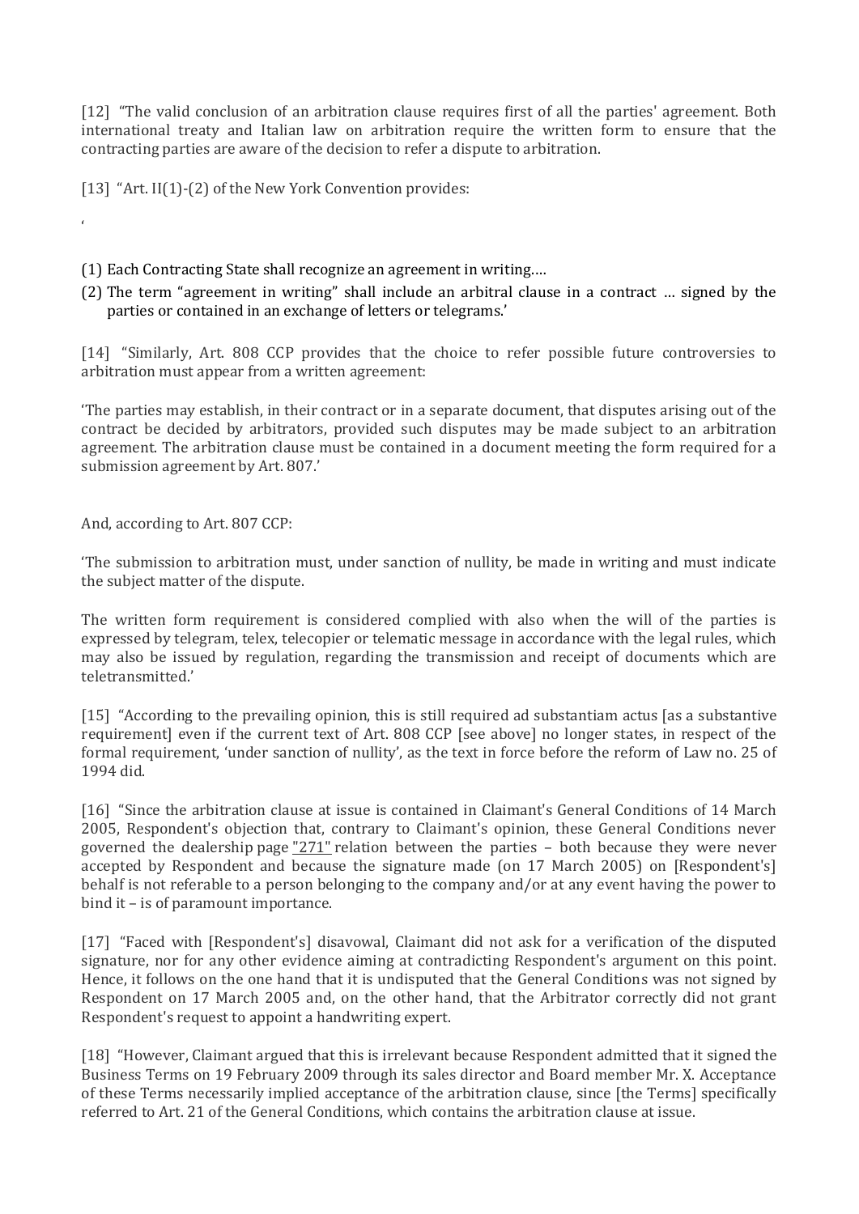[12] "The valid conclusion of an arbitration clause requires first of all the parties' agreement. Both international treaty and Italian law on arbitration require the written form to ensure that the contracting parties are aware of the decision to refer a dispute to arbitration.

[13] "Art. II(1)-(2) of the New York Convention provides:

'

(1) Each Contracting State shall recognize an agreement in writing….
(2) The term "agreement in writing" shall include an arbitral clause in a contract … signed by the parties or contained in an exchange of letters or telegrams.'

[14] "Similarly, Art. 808 CCP provides that the choice to refer possible future controversies to arbitration must appear from a written agreement:

'The parties may establish, in their contract or in a separate document, that disputes arising out of the contract be decided by arbitrators, provided such disputes may be made subject to an arbitration agreement. The arbitration clause must be contained in a document meeting the form required for a submission agreement by Art. 807.'

And, according to Art. 807 CCP:

'The submission to arbitration must, under sanction of nullity, be made in writing and must indicate the subject matter of the dispute.

The written form requirement is considered complied with also when the will of the parties is expressed by telegram, telex, telecopier or telematic message in accordance with the legal rules, which may also be issued by regulation, regarding the transmission and receipt of documents which are teletransmitted.'

[15] "According to the prevailing opinion, this is still required ad substantiam actus [as a substantive requirement] even if the current text of Art. 808 CCP [see above] no longer states, in respect of the formal requirement, 'under sanction of nullity', as the text in force before the reform of Law no. 25 of 1994 did.

[16] "Since the arbitration clause at issue is contained in Claimant's General Conditions of 14 March 2005, Respondent's objection that, contrary to Claimant's opinion, these General Conditions never governed the dealership page "271" relation between the parties – both because they were never accepted by Respondent and because the signature made (on 17 March 2005) on [Respondent's] behalf is not referable to a person belonging to the company and/or at any event having the power to bind it – is of paramount importance.

[17] "Faced with [Respondent's] disavowal, Claimant did not ask for a verification of the disputed signature, nor for any other evidence aiming at contradicting Respondent's argument on this point. Hence, it follows on the one hand that it is undisputed that the General Conditions was not signed by Respondent on 17 March 2005 and, on the other hand, that the Arbitrator correctly did not grant Respondent's request to appoint a handwriting expert.

[18] "However, Claimant argued that this is irrelevant because Respondent admitted that it signed the Business Terms on 19 February 2009 through its sales director and Board member Mr. X. Acceptance of these Terms necessarily implied acceptance of the arbitration clause, since [the Terms] specifically referred to Art. 21 of the General Conditions, which contains the arbitration clause at issue.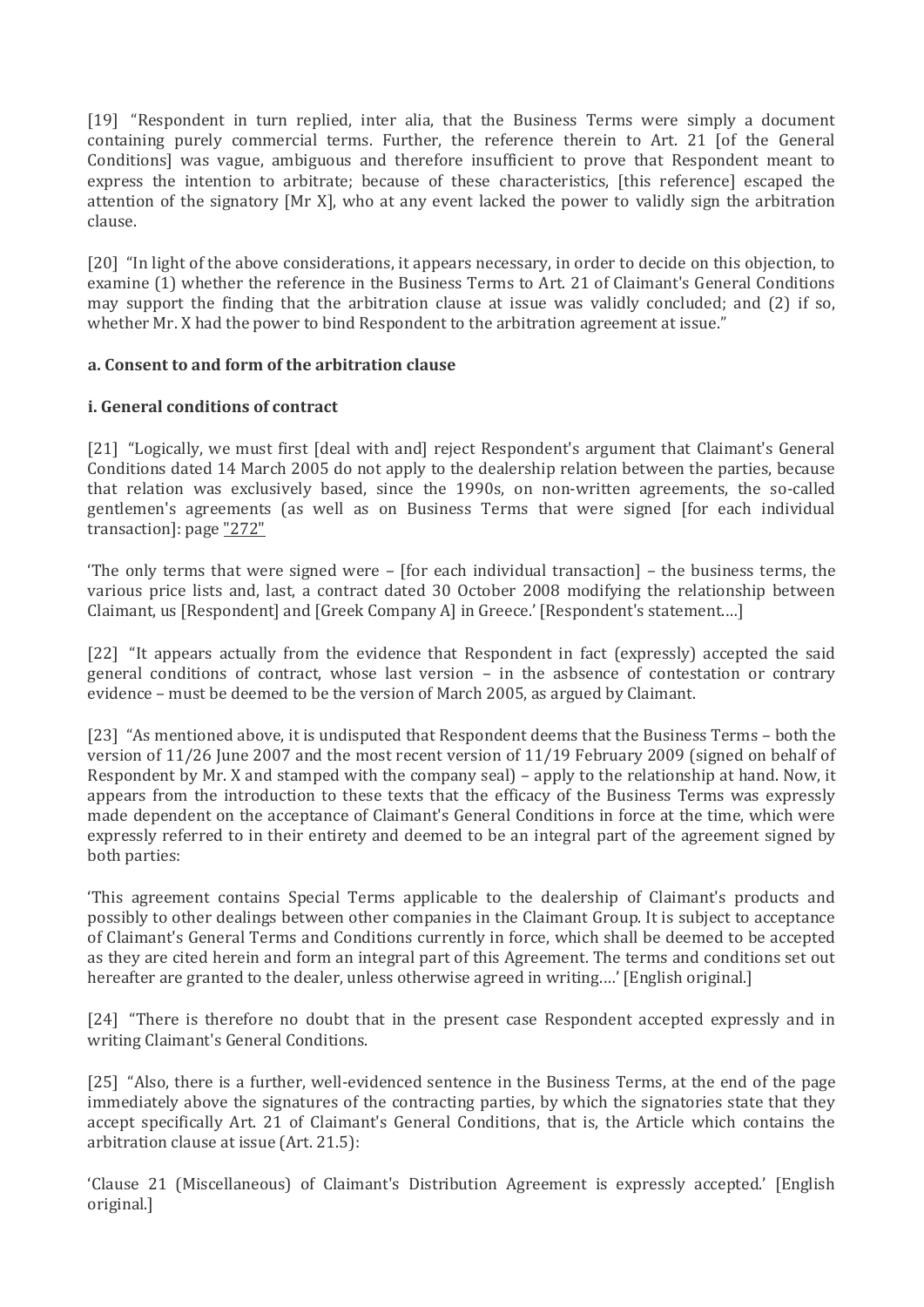[19] "Respondent in turn replied, inter alia, that the Business Terms were simply a document containing purely commercial terms. Further, the reference therein to Art. 21 [of the General Conditions] was vague, ambiguous and therefore insufficient to prove that Respondent meant to express the intention to arbitrate; because of these characteristics, [this reference] escaped the attention of the signatory [Mr X], who at any event lacked the power to validly sign the arbitration clause.

[20] "In light of the above considerations, it appears necessary, in order to decide on this objection, to examine (1) whether the reference in the Business Terms to Art. 21 of Claimant's General Conditions may support the finding that the arbitration clause at issue was validly concluded; and (2) if so, whether Mr. X had the power to bind Respondent to the arbitration agreement at issue."

**a. Consent to and form of the arbitration clause**

**i. General conditions of contract**

[21] "Logically, we must first [deal with and] reject Respondent's argument that Claimant's General Conditions dated 14 March 2005 do not apply to the dealership relation between the parties, because that relation was exclusively based, since the 1990s, on non-written agreements, the so-called gentlemen's agreements (as well as on Business Terms that were signed [for each individual transaction]: page "272"

'The only terms that were signed were – [for each individual transaction] – the business terms, the various price lists and, last, a contract dated 30 October 2008 modifying the relationship between Claimant, us [Respondent] and [Greek Company A] in Greece.' [Respondent's statement....]

[22] "It appears actually from the evidence that Respondent in fact (expressly) accepted the said general conditions of contract, whose last version – in the asbsence of contestation or contrary evidence – must be deemed to be the version of March 2005, as argued by Claimant.

[23] "As mentioned above, it is undisputed that Respondent deems that the Business Terms – both the version of 11/26 June 2007 and the most recent version of 11/19 February 2009 (signed on behalf of Respondent by Mr. X and stamped with the company seal) – apply to the relationship at hand. Now, it appears from the introduction to these texts that the efficacy of the Business Terms was expressly made dependent on the acceptance of Claimant's General Conditions in force at the time, which were expressly referred to in their entirety and deemed to be an integral part of the agreement signed by both parties:

'This agreement contains Special Terms applicable to the dealership of Claimant's products and possibly to other dealings between other companies in the Claimant Group. It is subject to acceptance of Claimant's General Terms and Conditions currently in force, which shall be deemed to be accepted as they are cited herein and form an integral part of this Agreement. The terms and conditions set out hereafter are granted to the dealer, unless otherwise agreed in writing....' [English original.]

[24] "There is therefore no doubt that in the present case Respondent accepted expressly and in writing Claimant's General Conditions.

[25] "Also, there is a further, well-evidenced sentence in the Business Terms, at the end of the page immediately above the signatures of the contracting parties, by which the signatories state that they accept specifically Art. 21 of Claimant's General Conditions, that is, the Article which contains the arbitration clause at issue (Art. 21.5):

'Clause 21 (Miscellaneous) of Claimant's Distribution Agreement is expressly accepted.' [English original.]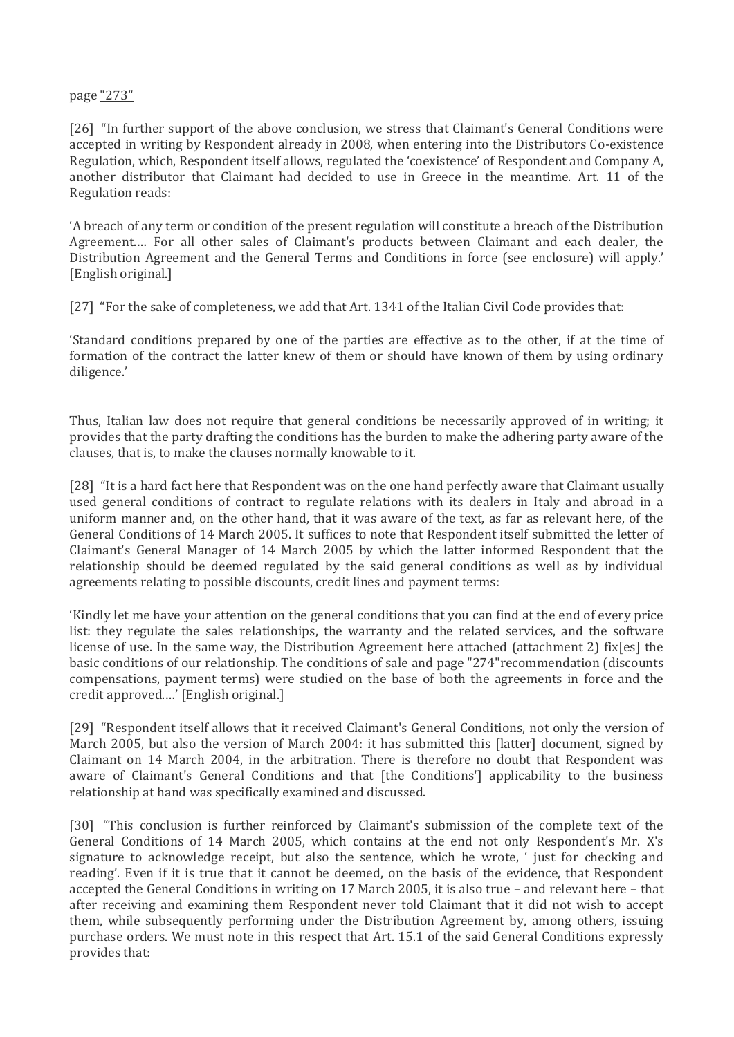page "273"

[26] “In further support of the above conclusion, we stress that Claimant's General Conditions were accepted in writing by Respondent already in 2008, when entering into the Distributors Co-existence Regulation, which, Respondent itself allows, regulated the ‘coexistence’ of Respondent and Company A, another distributor that Claimant had decided to use in Greece in the meantime. Art. 11 of the Regulation reads:

‘A breach of any term or condition of the present regulation will constitute a breach of the Distribution Agreement…. For all other sales of Claimant's products between Claimant and each dealer, the Distribution Agreement and the General Terms and Conditions in force (see enclosure) will apply.’ [English original.]

[27] “For the sake of completeness, we add that Art. 1341 of the Italian Civil Code provides that:

‘Standard conditions prepared by one of the parties are effective as to the other, if at the time of formation of the contract the latter knew of them or should have known of them by using ordinary diligence.’

Thus, Italian law does not require that general conditions be necessarily approved of in writing; it provides that the party drafting the conditions has the burden to make the adhering party aware of the clauses, that is, to make the clauses normally knowable to it.

[28] “It is a hard fact here that Respondent was on the one hand perfectly aware that Claimant usually used general conditions of contract to regulate relations with its dealers in Italy and abroad in a uniform manner and, on the other hand, that it was aware of the text, as far as relevant here, of the General Conditions of 14 March 2005. It suffices to note that Respondent itself submitted the letter of Claimant's General Manager of 14 March 2005 by which the latter informed Respondent that the relationship should be deemed regulated by the said general conditions as well as by individual agreements relating to possible discounts, credit lines and payment terms:

‘Kindly let me have your attention on the general conditions that you can find at the end of every price list: they regulate the sales relationships, the warranty and the related services, and the software license of use. In the same way, the Distribution Agreement here attached (attachment 2) fix[es] the basic conditions of our relationship. The conditions of sale and page "274" recommendation (discounts compensations, payment terms) were studied on the base of both the agreements in force and the credit approved.…’ [English original.]

[29] “Respondent itself allows that it received Claimant's General Conditions, not only the version of March 2005, but also the version of March 2004: it has submitted this [latter] document, signed by Claimant on 14 March 2004, in the arbitration. There is therefore no doubt that Respondent was aware of Claimant's General Conditions and that [the Conditions'] applicability to the business relationship at hand was specifically examined and discussed.

[30] “This conclusion is further reinforced by Claimant's submission of the complete text of the General Conditions of 14 March 2005, which contains at the end not only Respondent's Mr. X's signature to acknowledge receipt, but also the sentence, which he wrote, ‘ just for checking and reading’. Even if it is true that it cannot be deemed, on the basis of the evidence, that Respondent accepted the General Conditions in writing on 17 March 2005, it is also true – and relevant here – that after receiving and examining them Respondent never told Claimant that it did not wish to accept them, while subsequently performing under the Distribution Agreement by, among others, issuing purchase orders. We must note in this respect that Art. 15.1 of the said General Conditions expressly provides that: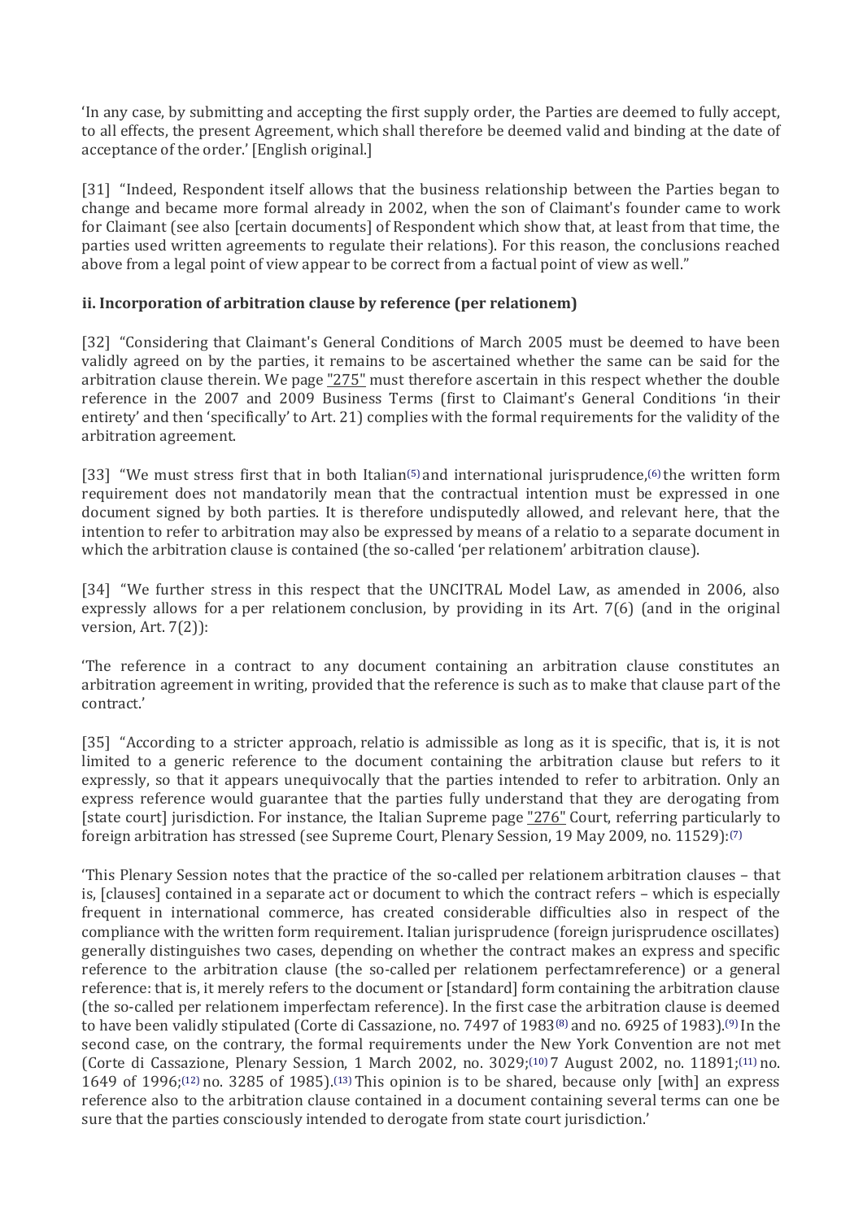'In any case, by submitting and accepting the first supply order, the Parties are deemed to fully accept, to all effects, the present Agreement, which shall therefore be deemed valid and binding at the date of acceptance of the order.' [English original.]

[31] "Indeed, Respondent itself allows that the business relationship between the Parties began to change and became more formal already in 2002, when the son of Claimant's founder came to work for Claimant (see also [certain documents] of Respondent which show that, at least from that time, the parties used written agreements to regulate their relations). For this reason, the conclusions reached above from a legal point of view appear to be correct from a factual point of view as well."

### ii. Incorporation of arbitration clause by reference (per relationem)

[32] "Considering that Claimant's General Conditions of March 2005 must be deemed to have been validly agreed on by the parties, it remains to be ascertained whether the same can be said for the arbitration clause therein. We page "275" must therefore ascertain in this respect whether the double reference in the 2007 and 2009 Business Terms (first to Claimant's General Conditions 'in their entirety' and then 'specifically' to Art. 21) complies with the formal requirements for the validity of the arbitration agreement.

[33] "We must stress first that in both Italian[5] and international jurisprudence,[6] the written form requirement does not mandatorily mean that the contractual intention must be expressed in one document signed by both parties. It is therefore undisputedly allowed, and relevant here, that the intention to refer to arbitration may also be expressed by means of a relatio to a separate document in which the arbitration clause is contained (the so-called 'per relationem' arbitration clause).

[34] "We further stress in this respect that the UNCITRAL Model Law, as amended in 2006, also expressly allows for a *per relationem* conclusion, by providing in its Art. 7(6) (and in the original version, Art. 7(2)):

'The reference in a contract to any document containing an arbitration clause constitutes an arbitration agreement in writing, provided that the reference is such as to make that clause part of the contract.'

[35] "According to a stricter approach, *relatio* is admissible as long as it is specific, that is, it is not limited to a generic reference to the document containing the arbitration clause but refers to it expressly, so that it appears unequivocally that the parties intended to refer to arbitration. Only an express reference would guarantee that the parties fully understand that they are derogating from [state court] jurisdiction. For instance, the Italian Supreme page "276" Court, referring particularly to foreign arbitration has stressed (see Supreme Court, Plenary Session, 19 May 2009, no. 11529):[7]

'This Plenary Session notes that the practice of the so-called *per relationem* arbitration clauses – that is, [clauses] contained in a separate act or document to which the contract refers – which is especially frequent in international commerce, has created considerable difficulties also in respect of the compliance with the written form requirement. Italian jurisprudence (foreign jurisprudence oscillates) generally distinguishes two cases, depending on whether the contract makes an express and specific reference to the arbitration clause (the so-called *per relationem perfectam*reference) or a general reference: that is, it merely refers to the document or [standard] form containing the arbitration clause (the so-called *per relationem imperfectam* reference). In the first case the arbitration clause is deemed to have been validly stipulated (Corte di Cassazione, no. 7497 of 1983[8] and no. 6925 of 1983).[9] In the second case, on the contrary, the formal requirements under the New York Convention are not met (Corte di Cassazione, Plenary Session, 1 March 2002, no. 3029;[10] 7 August 2002, no. 11891;[11] no. 1649 of 1996;[12] no. 3285 of 1985).[13] This opinion is to be shared, because only [with] an express reference also to the arbitration clause contained in a document containing several terms can one be sure that the parties consciously intended to derogate from state court jurisdiction.'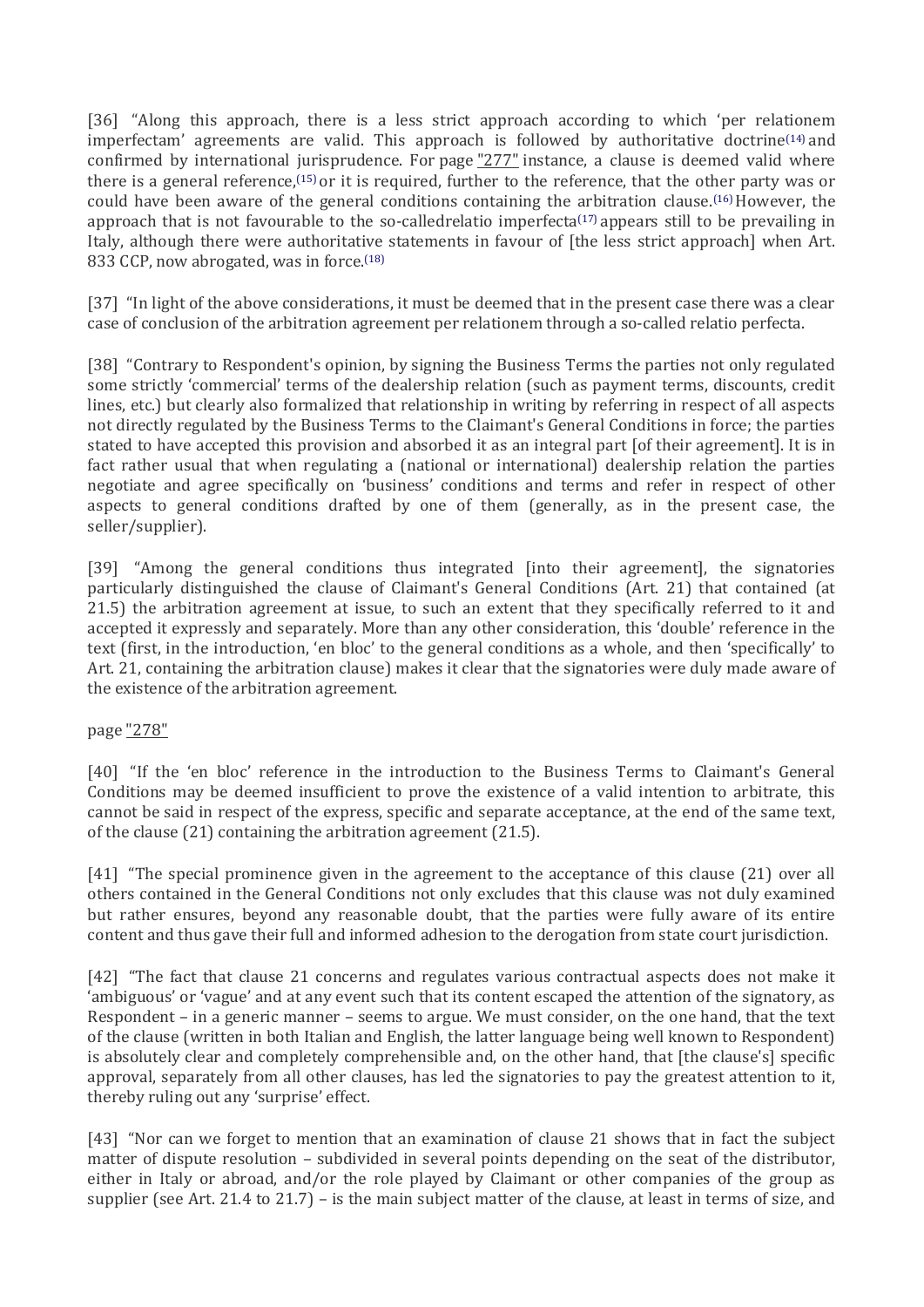[36] "Along this approach, there is a less strict approach according to which 'per relationem imperfectam' agreements are valid. This approach is followed by authoritative doctrine[14] and confirmed by international jurisprudence. For page "277" instance, a clause is deemed valid where there is a general reference,[15] or it is required, further to the reference, that the other party was or could have been aware of the general conditions containing the arbitration clause.[16] However, the approach that is not favourable to the so-calledrelatio imperfecta[17] appears still to be prevailing in Italy, although there were authoritative statements in favour of [the less strict approach] when Art. 833 CCP, now abrogated, was in force.[18]

[37] "In light of the above considerations, it must be deemed that in the present case there was a clear case of conclusion of the arbitration agreement per relationem through a so-called relatio perfecta.

[38] "Contrary to Respondent's opinion, by signing the Business Terms the parties not only regulated some strictly 'commercial' terms of the dealership relation (such as payment terms, discounts, credit lines, etc.) but clearly also formalized that relationship in writing by referring in respect of all aspects not directly regulated by the Business Terms to the Claimant's General Conditions in force; the parties stated to have accepted this provision and absorbed it as an integral part [of their agreement]. It is in fact rather usual that when regulating a (national or international) dealership relation the parties negotiate and agree specifically on 'business' conditions and terms and refer in respect of other aspects to general conditions drafted by one of them (generally, as in the present case, the seller/supplier).

[39] "Among the general conditions thus integrated [into their agreement], the signatories particularly distinguished the clause of Claimant's General Conditions (Art. 21) that contained (at 21.5) the arbitration agreement at issue, to such an extent that they specifically referred to it and accepted it expressly and separately. More than any other consideration, this 'double' reference in the text (first, in the introduction, 'en bloc' to the general conditions as a whole, and then 'specifically' to Art. 21, containing the arbitration clause) makes it clear that the signatories were duly made aware of the existence of the arbitration agreement.

page "278"

[40] "If the 'en bloc' reference in the introduction to the Business Terms to Claimant's General Conditions may be deemed insufficient to prove the existence of a valid intention to arbitrate, this cannot be said in respect of the express, specific and separate acceptance, at the end of the same text, of the clause (21) containing the arbitration agreement (21.5).

[41] "The special prominence given in the agreement to the acceptance of this clause (21) over all others contained in the General Conditions not only excludes that this clause was not duly examined but rather ensures, beyond any reasonable doubt, that the parties were fully aware of its entire content and thus gave their full and informed adhesion to the derogation from state court jurisdiction.

[42] "The fact that clause 21 concerns and regulates various contractual aspects does not make it 'ambiguous' or 'vague' and at any event such that its content escaped the attention of the signatory, as Respondent – in a generic manner – seems to argue. We must consider, on the one hand, that the text of the clause (written in both Italian and English, the latter language being well known to Respondent) is absolutely clear and completely comprehensible and, on the other hand, that [the clause's] specific approval, separately from all other clauses, has led the signatories to pay the greatest attention to it, thereby ruling out any 'surprise' effect.

[43] "Nor can we forget to mention that an examination of clause 21 shows that in fact the subject matter of dispute resolution – subdivided in several points depending on the seat of the distributor, either in Italy or abroad, and/or the role played by Claimant or other companies of the group as supplier (see Art. 21.4 to 21.7) – is the main subject matter of the clause, at least in terms of size, and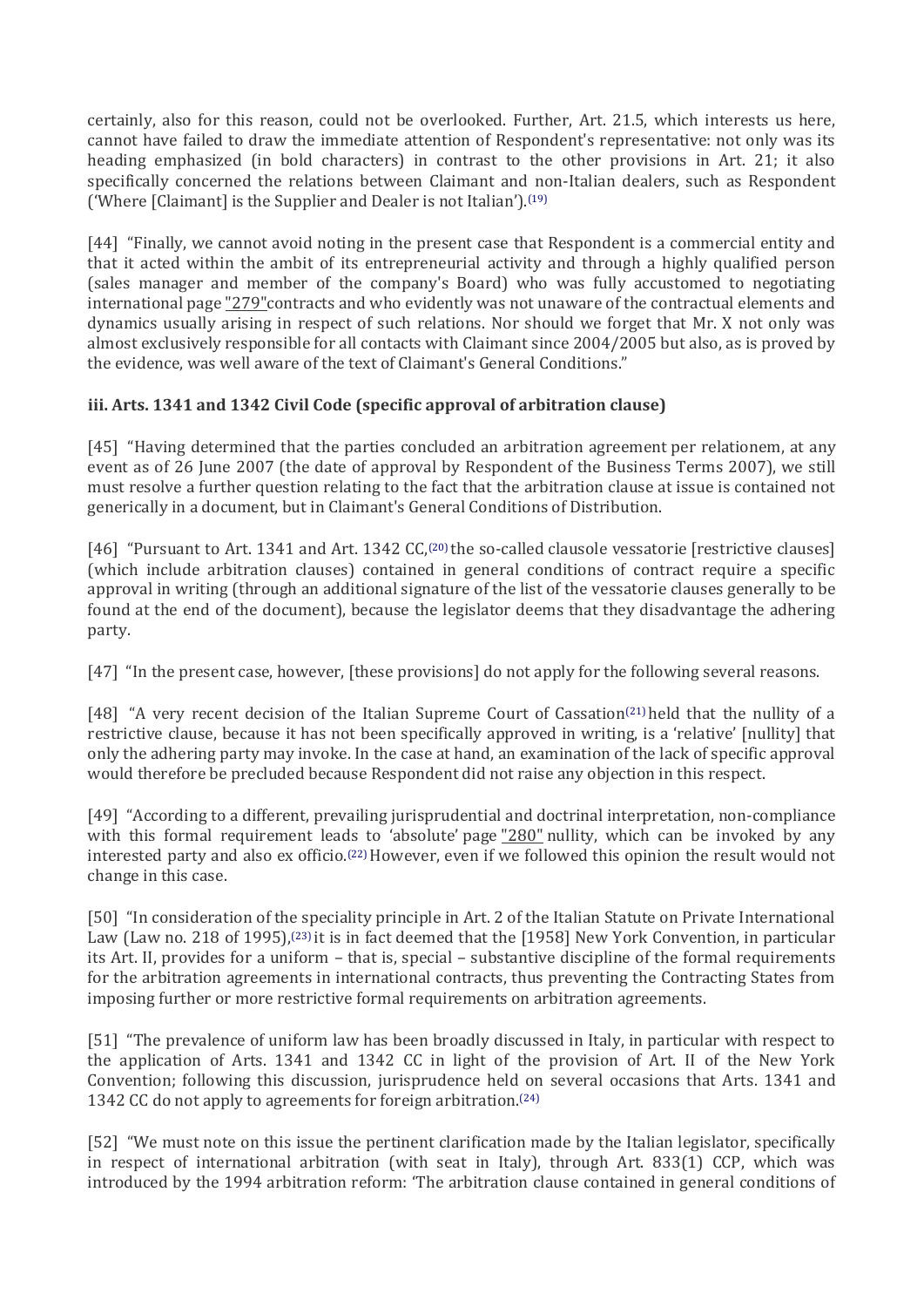certainly, also for this reason, could not be overlooked. Further, Art. 21.5, which interests us here, cannot have failed to draw the immediate attention of Respondent's representative: not only was its heading emphasized (in bold characters) in contrast to the other provisions in Art. 21; it also specifically concerned the relations between Claimant and non-Italian dealers, such as Respondent ('Where [Claimant] is the Supplier and Dealer is not Italian').(19)

[44] "Finally, we cannot avoid noting in the present case that Respondent is a commercial entity and that it acted within the ambit of its entrepreneurial activity and through a highly qualified person (sales manager and member of the company's Board) who was fully accustomed to negotiating international page "279"contracts and who evidently was not unaware of the contractual elements and dynamics usually arising in respect of such relations. Nor should we forget that Mr. X not only was almost exclusively responsible for all contacts with Claimant since 2004/2005 but also, as is proved by the evidence, was well aware of the text of Claimant's General Conditions."

### iii. Arts. 1341 and 1342 Civil Code (specific approval of arbitration clause)

[45] "Having determined that the parties concluded an arbitration agreement per relationem, at any event as of 26 June 2007 (the date of approval by Respondent of the Business Terms 2007), we still must resolve a further question relating to the fact that the arbitration clause at issue is contained not generically in a document, but in Claimant's General Conditions of Distribution.

[46] "Pursuant to Art. 1341 and Art. 1342 CC,(20) the so-called clausole vessatorie [restrictive clauses] (which include arbitration clauses) contained in general conditions of contract require a specific approval in writing (through an additional signature of the list of the vessatorie clauses generally to be found at the end of the document), because the legislator deems that they disadvantage the adhering party.

[47] "In the present case, however, [these provisions] do not apply for the following several reasons.

[48] "A very recent decision of the Italian Supreme Court of Cassation(21) held that the nullity of a restrictive clause, because it has not been specifically approved in writing, is a 'relative' [nullity] that only the adhering party may invoke. In the case at hand, an examination of the lack of specific approval would therefore be precluded because Respondent did not raise any objection in this respect.

[49] "According to a different, prevailing jurisprudential and doctrinal interpretation, non-compliance with this formal requirement leads to 'absolute' page "280" nullity, which can be invoked by any interested party and also ex officio.(22) However, even if we followed this opinion the result would not change in this case.

[50] "In consideration of the speciality principle in Art. 2 of the Italian Statute on Private International Law (Law no. 218 of 1995),(23) it is in fact deemed that the [1958] New York Convention, in particular its Art. II, provides for a uniform – that is, special – substantive discipline of the formal requirements for the arbitration agreements in international contracts, thus preventing the Contracting States from imposing further or more restrictive formal requirements on arbitration agreements.

[51] "The prevalence of uniform law has been broadly discussed in Italy, in particular with respect to the application of Arts. 1341 and 1342 CC in light of the provision of Art. II of the New York Convention; following this discussion, jurisprudence held on several occasions that Arts. 1341 and 1342 CC do not apply to agreements for foreign arbitration.(24)

[52] "We must note on this issue the pertinent clarification made by the Italian legislator, specifically in respect of international arbitration (with seat in Italy), through Art. 833(1) CCP, which was introduced by the 1994 arbitration reform: 'The arbitration clause contained in general conditions of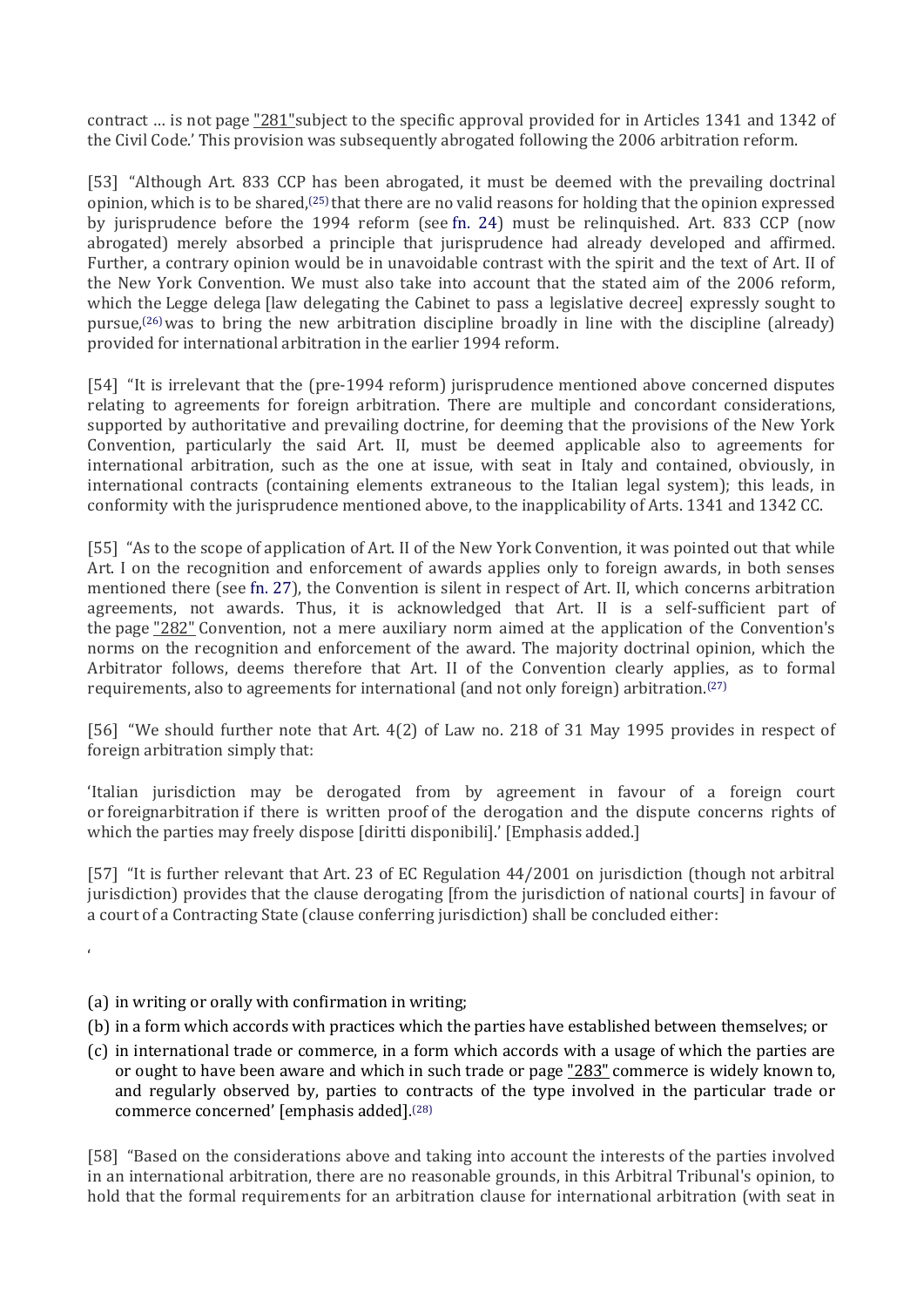contract … is not page "281"subject to the specific approval provided for in Articles 1341 and 1342 of the Civil Code.' This provision was subsequently abrogated following the 2006 arbitration reform.

[53] "Although Art. 833 CCP has been abrogated, it must be deemed with the prevailing doctrinal opinion, which is to be shared,[25] that there are no valid reasons for holding that the opinion expressed by jurisprudence before the 1994 reform (see fn. 24) must be relinquished. Art. 833 CCP (now abrogated) merely absorbed a principle that jurisprudence had already developed and affirmed. Further, a contrary opinion would be in unavoidable contrast with the spirit and the text of Art. II of the New York Convention. We must also take into account that the stated aim of the 2006 reform, which the Legge delega [law delegating the Cabinet to pass a legislative decree] expressly sought to pursue,[26] was to bring the new arbitration discipline broadly in line with the discipline (already) provided for international arbitration in the earlier 1994 reform.

[54] "It is irrelevant that the (pre-1994 reform) jurisprudence mentioned above concerned disputes relating to agreements for foreign arbitration. There are multiple and concordant considerations, supported by authoritative and prevailing doctrine, for deeming that the provisions of the New York Convention, particularly the said Art. II, must be deemed applicable also to agreements for international arbitration, such as the one at issue, with seat in Italy and contained, obviously, in international contracts (containing elements extraneous to the Italian legal system); this leads, in conformity with the jurisprudence mentioned above, to the inapplicability of Arts. 1341 and 1342 CC.

[55] "As to the scope of application of Art. II of the New York Convention, it was pointed out that while Art. I on the recognition and enforcement of awards applies only to foreign awards, in both senses mentioned there (see fn. 27), the Convention is silent in respect of Art. II, which concerns arbitration agreements, not awards. Thus, it is acknowledged that Art. II is a self-sufficient part of the page "282" Convention, not a mere auxiliary norm aimed at the application of the Convention's norms on the recognition and enforcement of the award. The majority doctrinal opinion, which the Arbitrator follows, deems therefore that Art. II of the Convention clearly applies, as to formal requirements, also to agreements for international (and not only foreign) arbitration.[27]

[56] "We should further note that Art. 4(2) of Law no. 218 of 31 May 1995 provides in respect of foreign arbitration simply that:

'Italian jurisdiction may be derogated from by agreement in favour of a foreign court or foreignarbitration if there is written proof of the derogation and the dispute concerns rights of which the parties may freely dispose [diritti disponibili].' [Emphasis added.]

[57] "It is further relevant that Art. 23 of EC Regulation 44/2001 on jurisdiction (though not arbitral jurisdiction) provides that the clause derogating [from the jurisdiction of national courts] in favour of a court of a Contracting State (clause conferring jurisdiction) shall be concluded either:

'

(a) in writing or orally with confirmation in writing;
(b) in a form which accords with practices which the parties have established between themselves; or
(c) in international trade or commerce, in a form which accords with a usage of which the parties are or ought to have been aware and which in such trade or page "283" commerce is widely known to, and regularly observed by, parties to contracts of the type involved in the particular trade or commerce concerned' [emphasis added].[28]

[58] "Based on the considerations above and taking into account the interests of the parties involved in an international arbitration, there are no reasonable grounds, in this Arbitral Tribunal's opinion, to hold that the formal requirements for an arbitration clause for international arbitration (with seat in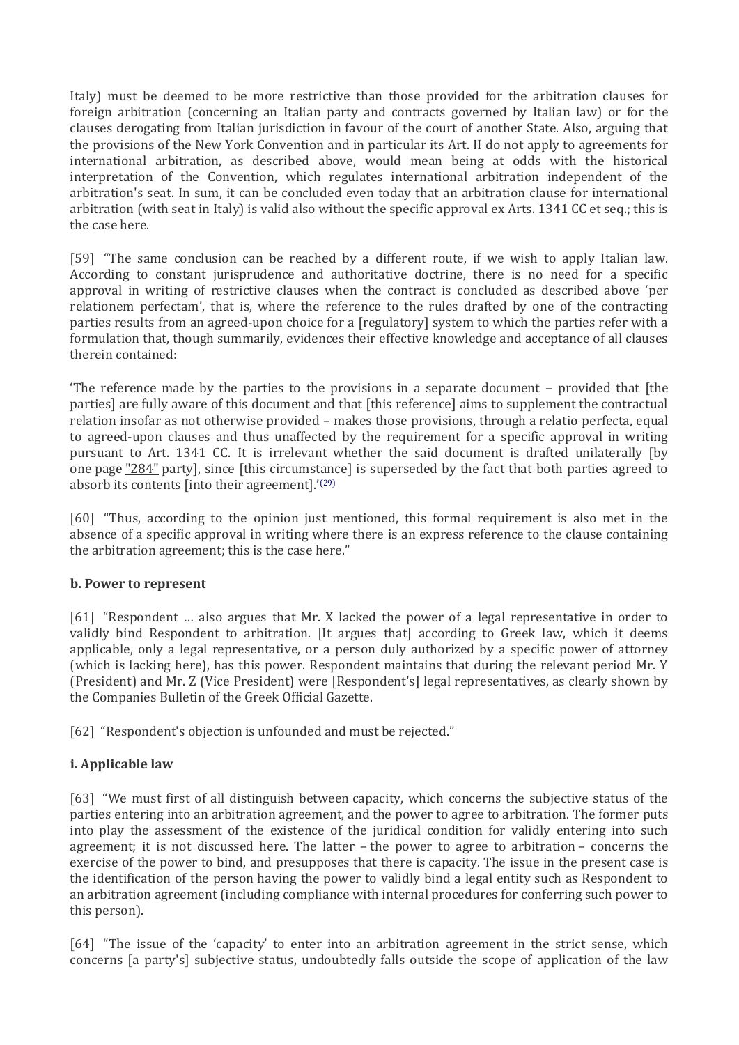Italy) must be deemed to be more restrictive than those provided for the arbitration clauses for foreign arbitration (concerning an Italian party and contracts governed by Italian law) or for the clauses derogating from Italian jurisdiction in favour of the court of another State. Also, arguing that the provisions of the New York Convention and in particular its Art. II do not apply to agreements for international arbitration, as described above, would mean being at odds with the historical interpretation of the Convention, which regulates international arbitration independent of the arbitration's seat. In sum, it can be concluded even today that an arbitration clause for international arbitration (with seat in Italy) is valid also without the specific approval ex Arts. 1341 CC et seq.; this is the case here.

[59] "The same conclusion can be reached by a different route, if we wish to apply Italian law. According to constant jurisprudence and authoritative doctrine, there is no need for a specific approval in writing of restrictive clauses when the contract is concluded as described above 'per relationem perfectam', that is, where the reference to the rules drafted by one of the contracting parties results from an agreed-upon choice for a [regulatory] system to which the parties refer with a formulation that, though summarily, evidences their effective knowledge and acceptance of all clauses therein contained:

'The reference made by the parties to the provisions in a separate document – provided that [the parties] are fully aware of this document and that [this reference] aims to supplement the contractual relation insofar as not otherwise provided – makes those provisions, through a relatio perfecta, equal to agreed-upon clauses and thus unaffected by the requirement for a specific approval in writing pursuant to Art. 1341 CC. It is irrelevant whether the said document is drafted unilaterally [by one page "284" party], since [this circumstance] is superseded by the fact that both parties agreed to absorb its contents [into their agreement].'[(29)]

[60] "Thus, according to the opinion just mentioned, this formal requirement is also met in the absence of a specific approval in writing where there is an express reference to the clause containing the arbitration agreement; this is the case here."

**b. Power to represent**

[61] "Respondent … also argues that Mr. X lacked the power of a legal representative in order to validly bind Respondent to arbitration. [It argues that] according to Greek law, which it deems applicable, only a legal representative, or a person duly authorized by a specific power of attorney (which is lacking here), has this power. Respondent maintains that during the relevant period Mr. Y (President) and Mr. Z (Vice President) were [Respondent's] legal representatives, as clearly shown by the Companies Bulletin of the Greek Official Gazette.

[62] "Respondent's objection is unfounded and must be rejected."

**i. Applicable law**

[63] "We must first of all distinguish between capacity, which concerns the subjective status of the parties entering into an arbitration agreement, and the power to agree to arbitration. The former puts into play the assessment of the existence of the juridical condition for validly entering into such agreement; it is not discussed here. The latter – the power to agree to arbitration – concerns the exercise of the power to bind, and presupposes that there is capacity. The issue in the present case is the identification of the person having the power to validly bind a legal entity such as Respondent to an arbitration agreement (including compliance with internal procedures for conferring such power to this person).

[64] "The issue of the 'capacity' to enter into an arbitration agreement in the strict sense, which concerns [a party's] subjective status, undoubtedly falls outside the scope of application of the law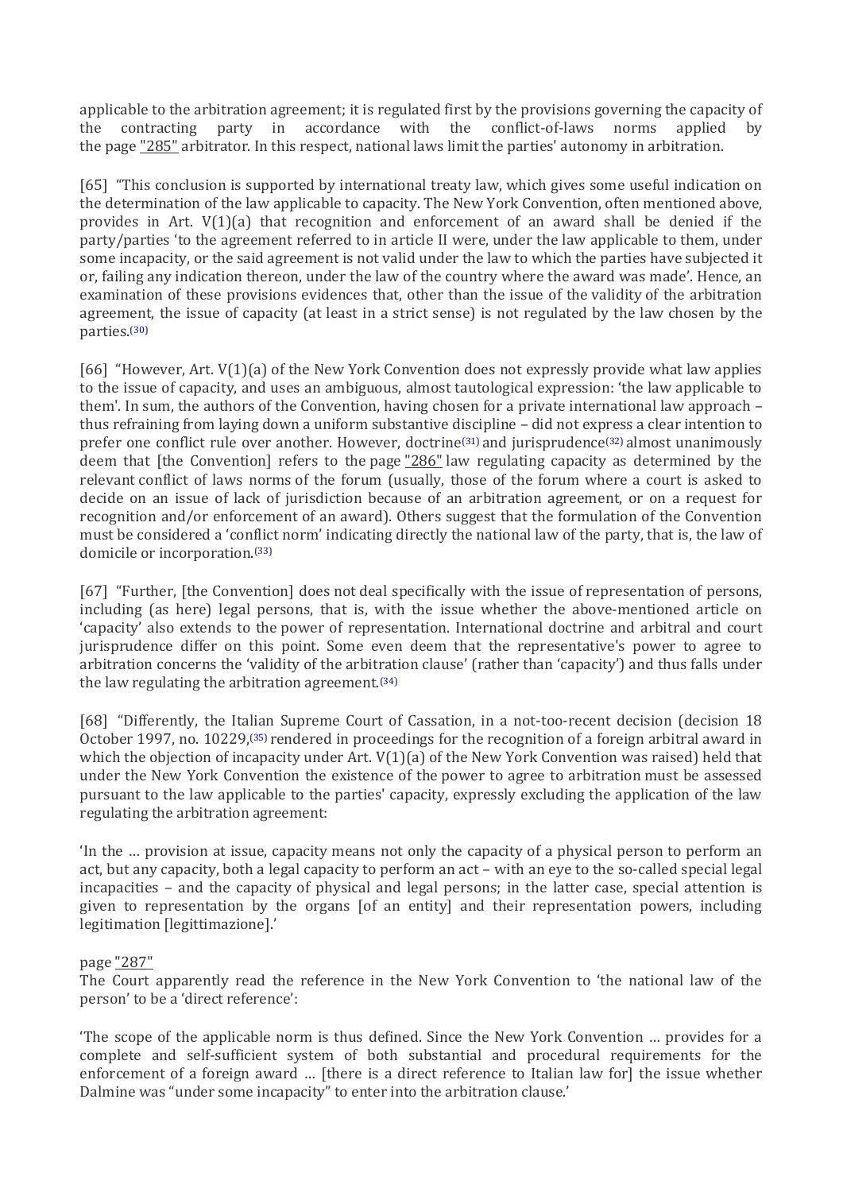applicable to the arbitration agreement; it is regulated first by the provisions governing the capacity of the contracting party in accordance with the conflict-of-laws norms applied by the page "285" arbitrator. In this respect, national laws limit the parties' autonomy in arbitration.

[65] "This conclusion is supported by international treaty law, which gives some useful indication on the determination of the law applicable to capacity. The New York Convention, often mentioned above, provides in Art. V(1)(a) that recognition and enforcement of an award shall be denied if the party/parties 'to the agreement referred to in article II were, under the law applicable to them, under some incapacity, or the said agreement is not valid under the law to which the parties have subjected it or, failing any indication thereon, under the law of the country where the award was made'. Hence, an examination of these provisions evidences that, other than the issue of the validity of the arbitration agreement, the issue of capacity (at least in a strict sense) is not regulated by the law chosen by the parties.(30)

[66] "However, Art. V(1)(a) of the New York Convention does not expressly provide what law applies to the issue of capacity, and uses an ambiguous, almost tautological expression: 'the law applicable to them'. In sum, the authors of the Convention, having chosen for a private international law approach – thus refraining from laying down a uniform substantive discipline – did not express a clear intention to prefer one conflict rule over another. However, doctrine(31) and jurisprudence(32) almost unanimously deem that [the Convention] refers to the page "286" law regulating capacity as determined by the relevant conflict of laws norms of the forum (usually, those of the forum where a court is asked to decide on an issue of lack of jurisdiction because of an arbitration agreement, or on a request for recognition and/or enforcement of an award). Others suggest that the formulation of the Convention must be considered a 'conflict norm' indicating directly the national law of the party, that is, the law of domicile or incorporation.(33)

[67] "Further, [the Convention] does not deal specifically with the issue of representation of persons, including (as here) legal persons, that is, with the issue whether the above-mentioned article on 'capacity' also extends to the power of representation. International doctrine and arbitral and court jurisprudence differ on this point. Some even deem that the representative's power to agree to arbitration concerns the 'validity of the arbitration clause' (rather than 'capacity') and thus falls under the law regulating the arbitration agreement.(34)

[68] "Differently, the Italian Supreme Court of Cassation, in a not-too-recent decision (decision 18 October 1997, no. 10229,(35) rendered in proceedings for the recognition of a foreign arbitral award in which the objection of incapacity under Art. V(1)(a) of the New York Convention was raised) held that under the New York Convention the existence of the power to agree to arbitration must be assessed pursuant to the law applicable to the parties' capacity, expressly excluding the application of the law regulating the arbitration agreement:

'In the … provision at issue, capacity means not only the capacity of a physical person to perform an act, but any capacity, both a legal capacity to perform an act – with an eye to the so-called special legal incapacities – and the capacity of physical and legal persons; in the latter case, special attention is given to representation by the organs [of an entity] and their representation powers, including legitimation [legittimazione].'

page "287"
The Court apparently read the reference in the New York Convention to 'the national law of the person' to be a 'direct reference':

'The scope of the applicable norm is thus defined. Since the New York Convention … provides for a complete and self-sufficient system of both substantial and procedural requirements for the enforcement of a foreign award … [there is a direct reference to Italian law for] the issue whether Dalmine was "under some incapacity" to enter into the arbitration clause.'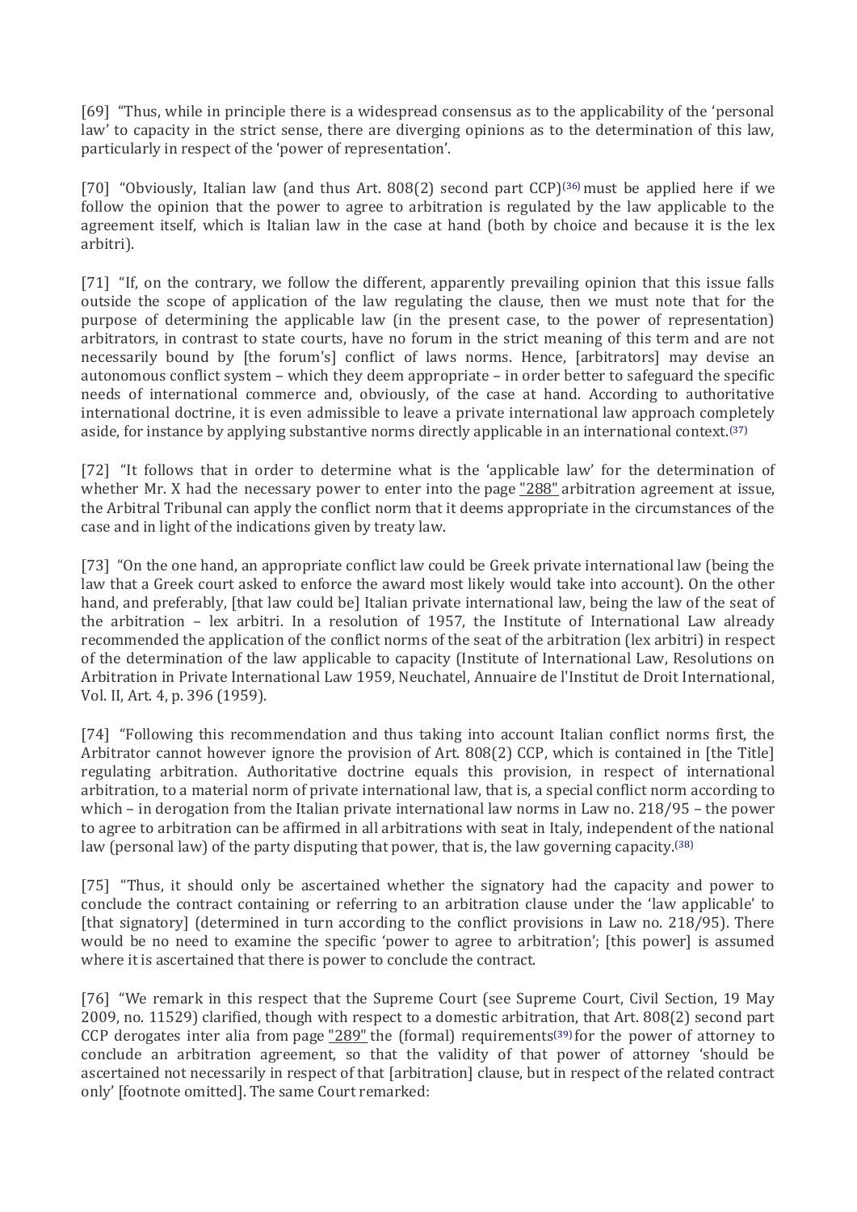[69] "Thus, while in principle there is a widespread consensus as to the applicability of the 'personal law' to capacity in the strict sense, there are diverging opinions as to the determination of this law, particularly in respect of the 'power of representation'.

[70] "Obviously, Italian law (and thus Art. 808(2) second part CCP)[36] must be applied here if we follow the opinion that the power to agree to arbitration is regulated by the law applicable to the agreement itself, which is Italian law in the case at hand (both by choice and because it is the lex arbitri).

[71] "If, on the contrary, we follow the different, apparently prevailing opinion that this issue falls outside the scope of application of the law regulating the clause, then we must note that for the purpose of determining the applicable law (in the present case, to the power of representation) arbitrators, in contrast to state courts, have no forum in the strict meaning of this term and are not necessarily bound by [the forum's] conflict of laws norms. Hence, [arbitrators] may devise an autonomous conflict system – which they deem appropriate – in order better to safeguard the specific needs of international commerce and, obviously, of the case at hand. According to authoritative international doctrine, it is even admissible to leave a private international law approach completely aside, for instance by applying substantive norms directly applicable in an international context.[37]

[72] "It follows that in order to determine what is the 'applicable law' for the determination of whether Mr. X had the necessary power to enter into the page "288" arbitration agreement at issue, the Arbitral Tribunal can apply the conflict norm that it deems appropriate in the circumstances of the case and in light of the indications given by treaty law.

[73] "On the one hand, an appropriate conflict law could be Greek private international law (being the law that a Greek court asked to enforce the award most likely would take into account). On the other hand, and preferably, [that law could be] Italian private international law, being the law of the seat of the arbitration – lex arbitri. In a resolution of 1957, the Institute of International Law already recommended the application of the conflict norms of the seat of the arbitration (lex arbitri) in respect of the determination of the law applicable to capacity (Institute of International Law, Resolutions on Arbitration in Private International Law 1959, Neuchatel, Annuaire de l'Institut de Droit International, Vol. II, Art. 4, p. 396 (1959).

[74] "Following this recommendation and thus taking into account Italian conflict norms first, the Arbitrator cannot however ignore the provision of Art. 808(2) CCP, which is contained in [the Title] regulating arbitration. Authoritative doctrine equals this provision, in respect of international arbitration, to a material norm of private international law, that is, a special conflict norm according to which – in derogation from the Italian private international law norms in Law no. 218/95 – the power to agree to arbitration can be affirmed in all arbitrations with seat in Italy, independent of the national law (personal law) of the party disputing that power, that is, the law governing capacity.[38]

[75] "Thus, it should only be ascertained whether the signatory had the capacity and power to conclude the contract containing or referring to an arbitration clause under the 'law applicable' to [that signatory] (determined in turn according to the conflict provisions in Law no. 218/95). There would be no need to examine the specific 'power to agree to arbitration'; [this power] is assumed where it is ascertained that there is power to conclude the contract.

[76] "We remark in this respect that the Supreme Court (see Supreme Court, Civil Section, 19 May 2009, no. 11529) clarified, though with respect to a domestic arbitration, that Art. 808(2) second part CCP derogates inter alia from page "289" the (formal) requirements[39] for the power of attorney to conclude an arbitration agreement, so that the validity of that power of attorney 'should be ascertained not necessarily in respect of that [arbitration] clause, but in respect of the related contract only' [footnote omitted]. The same Court remarked: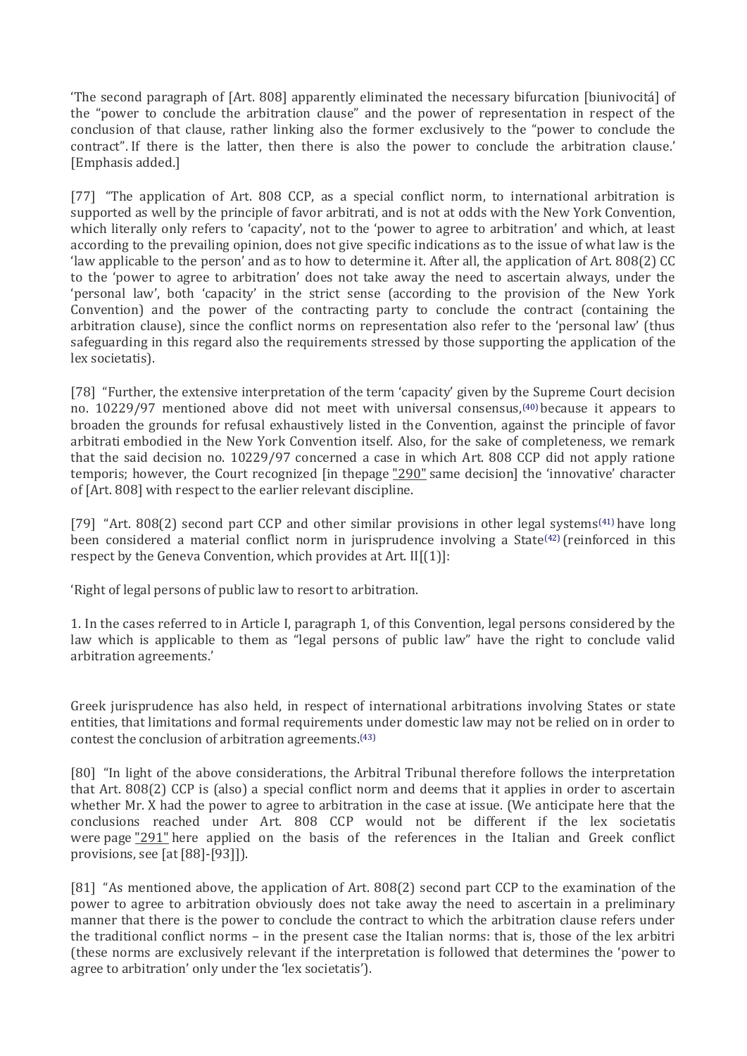'The second paragraph of [Art. 808] apparently eliminated the necessary bifurcation [biunivocitá] of the "power to conclude the arbitration clause" and the power of representation in respect of the conclusion of that clause, rather linking also the former exclusively to the "power to conclude the contract". If there is the latter, then there is also the power to conclude the arbitration clause.' [Emphasis added.]

[77] "The application of Art. 808 CCP, as a special conflict norm, to international arbitration is supported as well by the principle of favor arbitrati, and is not at odds with the New York Convention, which literally only refers to 'capacity', not to the 'power to agree to arbitration' and which, at least according to the prevailing opinion, does not give specific indications as to the issue of what law is the 'law applicable to the person' and as to how to determine it. After all, the application of Art. 808(2) CC to the 'power to agree to arbitration' does not take away the need to ascertain always, under the 'personal law', both 'capacity' in the strict sense (according to the provision of the New York Convention) and the power of the contracting party to conclude the contract (containing the arbitration clause), since the conflict norms on representation also refer to the 'personal law' (thus safeguarding in this regard also the requirements stressed by those supporting the application of the lex societatis).

[78] "Further, the extensive interpretation of the term 'capacity' given by the Supreme Court decision no. 10229/97 mentioned above did not meet with universal consensus,[40] because it appears to broaden the grounds for refusal exhaustively listed in the Convention, against the principle of favor arbitrati embodied in the New York Convention itself. Also, for the sake of completeness, we remark that the said decision no. 10229/97 concerned a case in which Art. 808 CCP did not apply ratione temporis; however, the Court recognized [in thepage "290" same decision] the 'innovative' character of [Art. 808] with respect to the earlier relevant discipline.

[79] "Art. 808(2) second part CCP and other similar provisions in other legal systems[41] have long been considered a material conflict norm in jurisprudence involving a State[42] (reinforced in this respect by the Geneva Convention, which provides at Art. II[(1)]:

'Right of legal persons of public law to resort to arbitration.

1. In the cases referred to in Article I, paragraph 1, of this Convention, legal persons considered by the law which is applicable to them as "legal persons of public law" have the right to conclude valid arbitration agreements.'

Greek jurisprudence has also held, in respect of international arbitrations involving States or state entities, that limitations and formal requirements under domestic law may not be relied on in order to contest the conclusion of arbitration agreements.[43]

[80] "In light of the above considerations, the Arbitral Tribunal therefore follows the interpretation that Art. 808(2) CCP is (also) a special conflict norm and deems that it applies in order to ascertain whether Mr. X had the power to agree to arbitration in the case at issue. (We anticipate here that the conclusions reached under Art. 808 CCP would not be different if the lex societatis were page "291" here applied on the basis of the references in the Italian and Greek conflict provisions, see [at [88]-[93]]).

[81] "As mentioned above, the application of Art. 808(2) second part CCP to the examination of the power to agree to arbitration obviously does not take away the need to ascertain in a preliminary manner that there is the power to conclude the contract to which the arbitration clause refers under the traditional conflict norms – in the present case the Italian norms: that is, those of the lex arbitri (these norms are exclusively relevant if the interpretation is followed that determines the 'power to agree to arbitration' only under the 'lex societatis').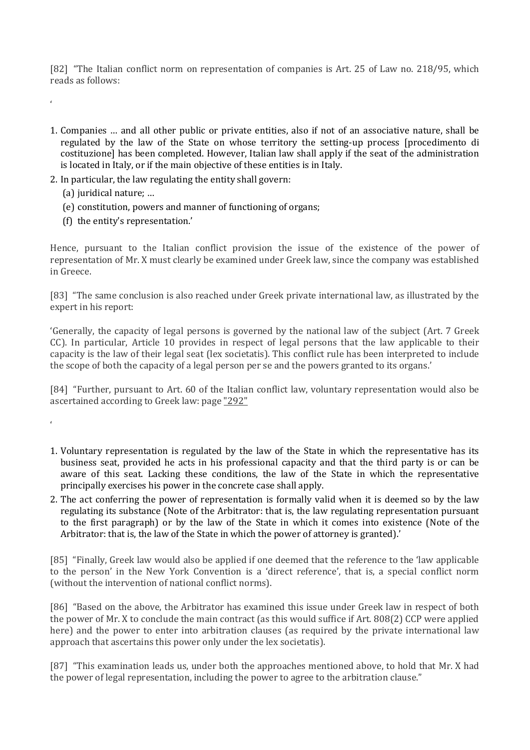[82] "The Italian conflict norm on representation of companies is Art. 25 of Law no. 218/95, which reads as follows:

'

1. Companies … and all other public or private entities, also if not of an associative nature, shall be regulated by the law of the State on whose territory the setting-up process [procedimento di costituzione] has been completed. However, Italian law shall apply if the seat of the administration is located in Italy, or if the main objective of these entities is in Italy.
2. In particular, the law regulating the entity shall govern:
   (a) juridical nature; …
   (e) constitution, powers and manner of functioning of organs;
   (f) the entity's representation.'

Hence, pursuant to the Italian conflict provision the issue of the existence of the power of representation of Mr. X must clearly be examined under Greek law, since the company was established in Greece.

[83] "The same conclusion is also reached under Greek private international law, as illustrated by the expert in his report:

'Generally, the capacity of legal persons is governed by the national law of the subject (Art. 7 Greek CC). In particular, Article 10 provides in respect of legal persons that the law applicable to their capacity is the law of their legal seat (lex societatis). This conflict rule has been interpreted to include the scope of both the capacity of a legal person per se and the powers granted to its organs.'

[84] "Further, pursuant to Art. 60 of the Italian conflict law, voluntary representation would also be ascertained according to Greek law: page "292"

'

1. Voluntary representation is regulated by the law of the State in which the representative has its business seat, provided he acts in his professional capacity and that the third party is or can be aware of this seat. Lacking these conditions, the law of the State in which the representative principally exercises his power in the concrete case shall apply.
2. The act conferring the power of representation is formally valid when it is deemed so by the law regulating its substance (Note of the Arbitrator: that is, the law regulating representation pursuant to the first paragraph) or by the law of the State in which it comes into existence (Note of the Arbitrator: that is, the law of the State in which the power of attorney is granted).'

[85] "Finally, Greek law would also be applied if one deemed that the reference to the 'law applicable to the person' in the New York Convention is a 'direct reference', that is, a special conflict norm (without the intervention of national conflict norms).

[86] "Based on the above, the Arbitrator has examined this issue under Greek law in respect of both the power of Mr. X to conclude the main contract (as this would suffice if Art. 808(2) CCP were applied here) and the power to enter into arbitration clauses (as required by the private international law approach that ascertains this power only under the lex societatis).

[87] "This examination leads us, under both the approaches mentioned above, to hold that Mr. X had the power of legal representation, including the power to agree to the arbitration clause."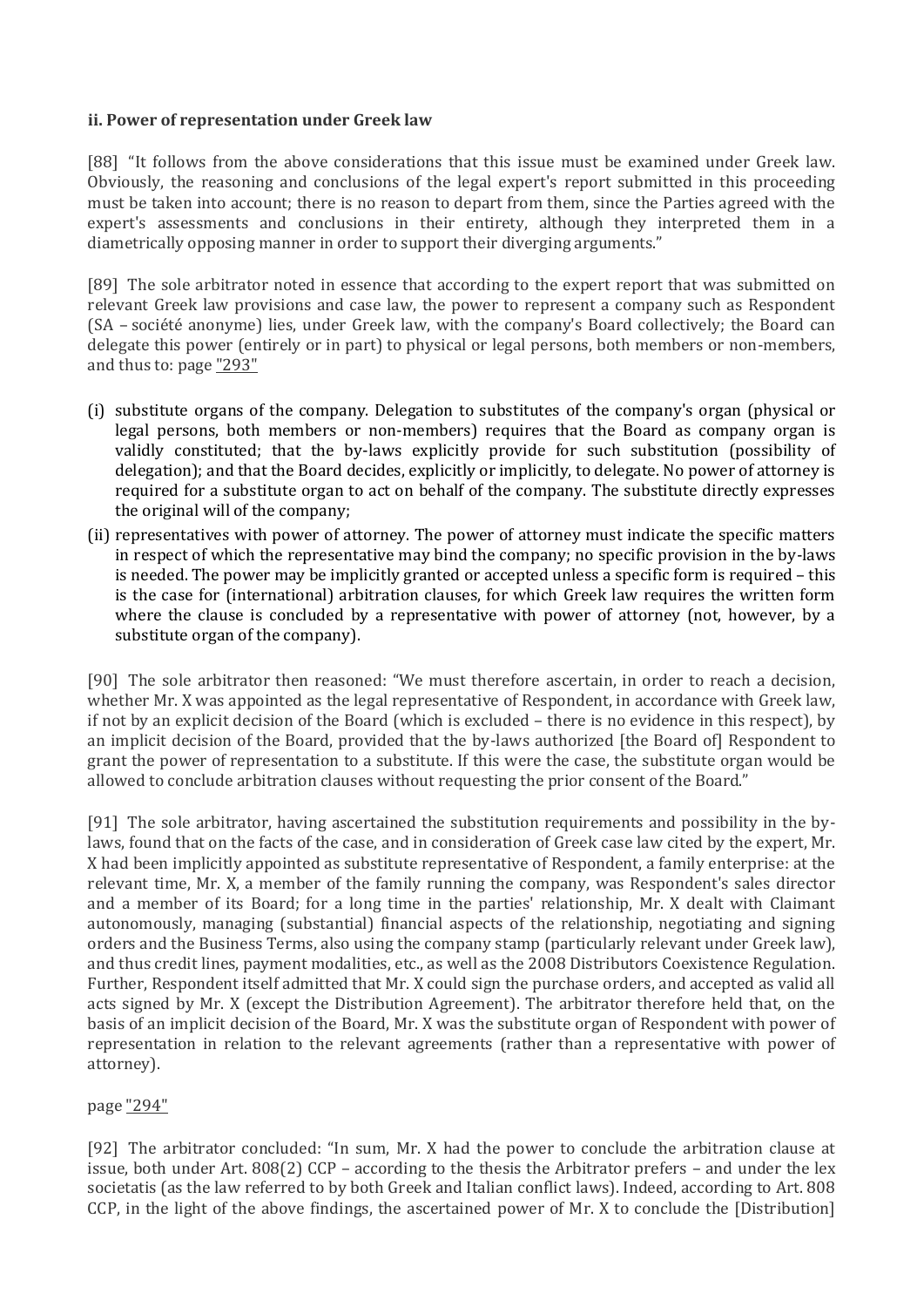**ii. Power of representation under Greek law**

[88] "It follows from the above considerations that this issue must be examined under Greek law. Obviously, the reasoning and conclusions of the legal expert's report submitted in this proceeding must be taken into account; there is no reason to depart from them, since the Parties agreed with the expert's assessments and conclusions in their entirety, although they interpreted them in a diametrically opposing manner in order to support their diverging arguments."

[89] The sole arbitrator noted in essence that according to the expert report that was submitted on relevant Greek law provisions and case law, the power to represent a company such as Respondent (SA – société anonyme) lies, under Greek law, with the company's Board collectively; the Board can delegate this power (entirely or in part) to physical or legal persons, both members or non-members, and thus to: page "293"

(i) substitute organs of the company. Delegation to substitutes of the company's organ (physical or legal persons, both members or non-members) requires that the Board as company organ is validly constituted; that the by-laws explicitly provide for such substitution (possibility of delegation); and that the Board decides, explicitly or implicitly, to delegate. No power of attorney is required for a substitute organ to act on behalf of the company. The substitute directly expresses the original will of the company;

(ii) representatives with power of attorney. The power of attorney must indicate the specific matters in respect of which the representative may bind the company; no specific provision in the by-laws is needed. The power may be implicitly granted or accepted unless a specific form is required – this is the case for (international) arbitration clauses, for which Greek law requires the written form where the clause is concluded by a representative with power of attorney (not, however, by a substitute organ of the company).

[90] The sole arbitrator then reasoned: "We must therefore ascertain, in order to reach a decision, whether Mr. X was appointed as the legal representative of Respondent, in accordance with Greek law, if not by an explicit decision of the Board (which is excluded – there is no evidence in this respect), by an implicit decision of the Board, provided that the by-laws authorized [the Board of] Respondent to grant the power of representation to a substitute. If this were the case, the substitute organ would be allowed to conclude arbitration clauses without requesting the prior consent of the Board."

[91] The sole arbitrator, having ascertained the substitution requirements and possibility in the by-laws, found that on the facts of the case, and in consideration of Greek case law cited by the expert, Mr. X had been implicitly appointed as substitute representative of Respondent, a family enterprise: at the relevant time, Mr. X, a member of the family running the company, was Respondent's sales director and a member of its Board; for a long time in the parties' relationship, Mr. X dealt with Claimant autonomously, managing (substantial) financial aspects of the relationship, negotiating and signing orders and the Business Terms, also using the company stamp (particularly relevant under Greek law), and thus credit lines, payment modalities, etc., as well as the 2008 Distributors Coexistence Regulation. Further, Respondent itself admitted that Mr. X could sign the purchase orders, and accepted as valid all acts signed by Mr. X (except the Distribution Agreement). The arbitrator therefore held that, on the basis of an implicit decision of the Board, Mr. X was the substitute organ of Respondent with power of representation in relation to the relevant agreements (rather than a representative with power of attorney).

page "294"

[92] The arbitrator concluded: "In sum, Mr. X had the power to conclude the arbitration clause at issue, both under Art. 808(2) CCP – according to the thesis the Arbitrator prefers – and under the lex societatis (as the law referred to by both Greek and Italian conflict laws). Indeed, according to Art. 808 CCP, in the light of the above findings, the ascertained power of Mr. X to conclude the [Distribution]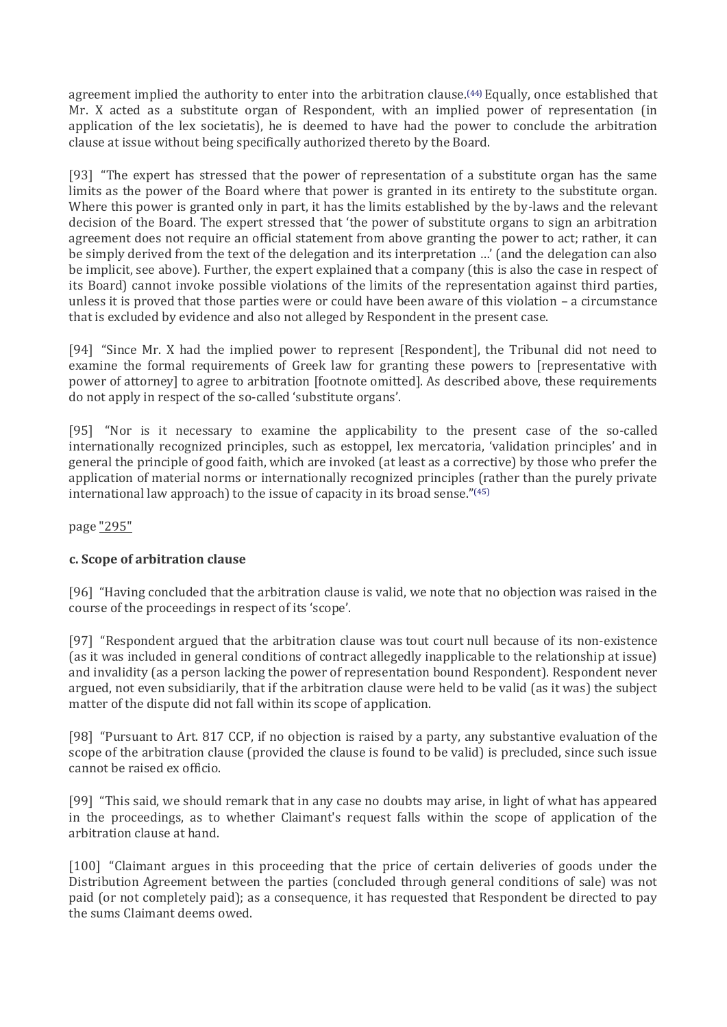agreement implied the authority to enter into the arbitration clause.[44] Equally, once established that Mr. X acted as a substitute organ of Respondent, with an implied power of representation (in application of the lex societatis), he is deemed to have had the power to conclude the arbitration clause at issue without being specifically authorized thereto by the Board.

[93] "The expert has stressed that the power of representation of a substitute organ has the same limits as the power of the Board where that power is granted in its entirety to the substitute organ. Where this power is granted only in part, it has the limits established by the by-laws and the relevant decision of the Board. The expert stressed that 'the power of substitute organs to sign an arbitration agreement does not require an official statement from above granting the power to act; rather, it can be simply derived from the text of the delegation and its interpretation …' (and the delegation can also be implicit, see above). Further, the expert explained that a company (this is also the case in respect of its Board) cannot invoke possible violations of the limits of the representation against third parties, unless it is proved that those parties were or could have been aware of this violation – a circumstance that is excluded by evidence and also not alleged by Respondent in the present case.

[94] "Since Mr. X had the implied power to represent [Respondent], the Tribunal did not need to examine the formal requirements of Greek law for granting these powers to [representative with power of attorney] to agree to arbitration [footnote omitted]. As described above, these requirements do not apply in respect of the so-called 'substitute organs'.

[95] "Nor is it necessary to examine the applicability to the present case of the so-called internationally recognized principles, such as estoppel, lex mercatoria, 'validation principles' and in general the principle of good faith, which are invoked (at least as a corrective) by those who prefer the application of material norms or internationally recognized principles (rather than the purely private international law approach) to the issue of capacity in its broad sense."[45]

page "295"

#### c. Scope of arbitration clause

[96] "Having concluded that the arbitration clause is valid, we note that no objection was raised in the course of the proceedings in respect of its 'scope'.

[97] "Respondent argued that the arbitration clause was tout court null because of its non-existence (as it was included in general conditions of contract allegedly inapplicable to the relationship at issue) and invalidity (as a person lacking the power of representation bound Respondent). Respondent never argued, not even subsidiarily, that if the arbitration clause were held to be valid (as it was) the subject matter of the dispute did not fall within its scope of application.

[98] "Pursuant to Art. 817 CCP, if no objection is raised by a party, any substantive evaluation of the scope of the arbitration clause (provided the clause is found to be valid) is precluded, since such issue cannot be raised ex officio.

[99] "This said, we should remark that in any case no doubts may arise, in light of what has appeared in the proceedings, as to whether Claimant's request falls within the scope of application of the arbitration clause at hand.

[100] "Claimant argues in this proceeding that the price of certain deliveries of goods under the Distribution Agreement between the parties (concluded through general conditions of sale) was not paid (or not completely paid); as a consequence, it has requested that Respondent be directed to pay the sums Claimant deems owed.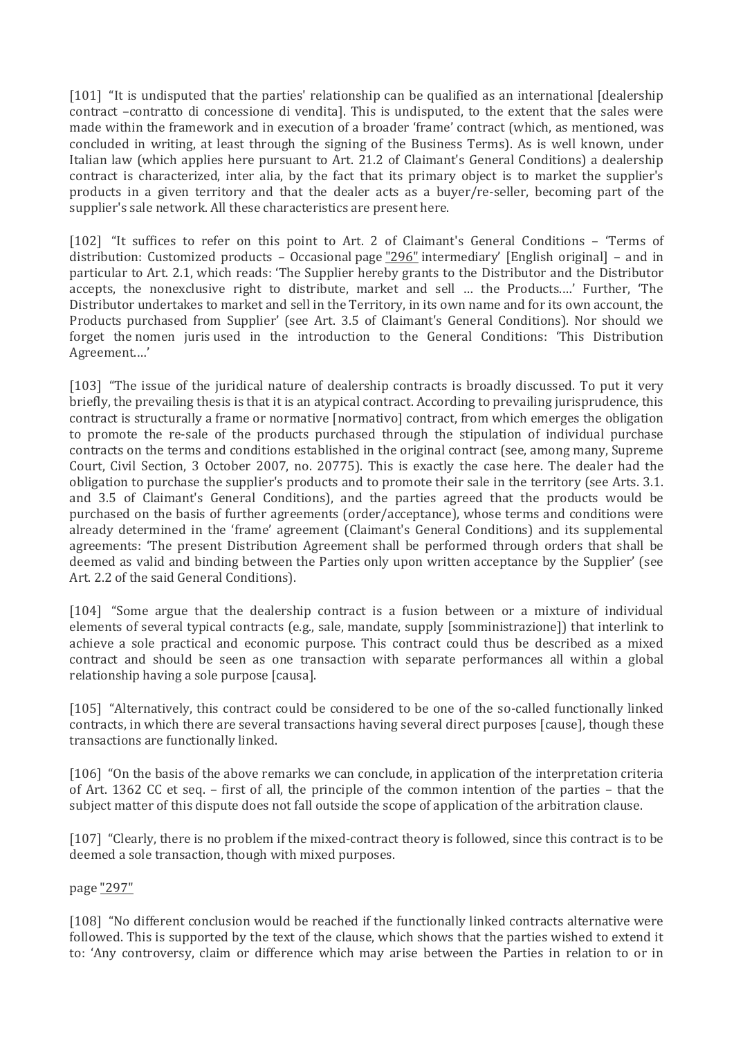[101] "It is undisputed that the parties' relationship can be qualified as an international [dealership contract –contratto di concessione di vendita]. This is undisputed, to the extent that the sales were made within the framework and in execution of a broader 'frame' contract (which, as mentioned, was concluded in writing, at least through the signing of the Business Terms). As is well known, under Italian law (which applies here pursuant to Art. 21.2 of Claimant's General Conditions) a dealership contract is characterized, inter alia, by the fact that its primary object is to market the supplier's products in a given territory and that the dealer acts as a buyer/re-seller, becoming part of the supplier's sale network. All these characteristics are present here.

[102] "It suffices to refer on this point to Art. 2 of Claimant's General Conditions – 'Terms of distribution: Customized products – Occasional page "296" intermediary' [English original] – and in particular to Art. 2.1, which reads: 'The Supplier hereby grants to the Distributor and the Distributor accepts, the nonexclusive right to distribute, market and sell … the Products….' Further, 'The Distributor undertakes to market and sell in the Territory, in its own name and for its own account, the Products purchased from Supplier' (see Art. 3.5 of Claimant's General Conditions). Nor should we forget the nomen juris used in the introduction to the General Conditions: 'This Distribution Agreement….'

[103] "The issue of the juridical nature of dealership contracts is broadly discussed. To put it very briefly, the prevailing thesis is that it is an atypical contract. According to prevailing jurisprudence, this contract is structurally a frame or normative [normativo] contract, from which emerges the obligation to promote the re-sale of the products purchased through the stipulation of individual purchase contracts on the terms and conditions established in the original contract (see, among many, Supreme Court, Civil Section, 3 October 2007, no. 20775). This is exactly the case here. The dealer had the obligation to purchase the supplier's products and to promote their sale in the territory (see Arts. 3.1. and 3.5 of Claimant's General Conditions), and the parties agreed that the products would be purchased on the basis of further agreements (order/acceptance), whose terms and conditions were already determined in the 'frame' agreement (Claimant's General Conditions) and its supplemental agreements: 'The present Distribution Agreement shall be performed through orders that shall be deemed as valid and binding between the Parties only upon written acceptance by the Supplier' (see Art. 2.2 of the said General Conditions).

[104] "Some argue that the dealership contract is a fusion between or a mixture of individual elements of several typical contracts (e.g., sale, mandate, supply [somministrazione]) that interlink to achieve a sole practical and economic purpose. This contract could thus be described as a mixed contract and should be seen as one transaction with separate performances all within a global relationship having a sole purpose [causa].

[105] "Alternatively, this contract could be considered to be one of the so-called functionally linked contracts, in which there are several transactions having several direct purposes [cause], though these transactions are functionally linked.

[106] "On the basis of the above remarks we can conclude, in application of the interpretation criteria of Art. 1362 CC et seq. – first of all, the principle of the common intention of the parties – that the subject matter of this dispute does not fall outside the scope of application of the arbitration clause.

[107] "Clearly, there is no problem if the mixed-contract theory is followed, since this contract is to be deemed a sole transaction, though with mixed purposes.

page "297"

[108] "No different conclusion would be reached if the functionally linked contracts alternative were followed. This is supported by the text of the clause, which shows that the parties wished to extend it to: 'Any controversy, claim or difference which may arise between the Parties in relation to or in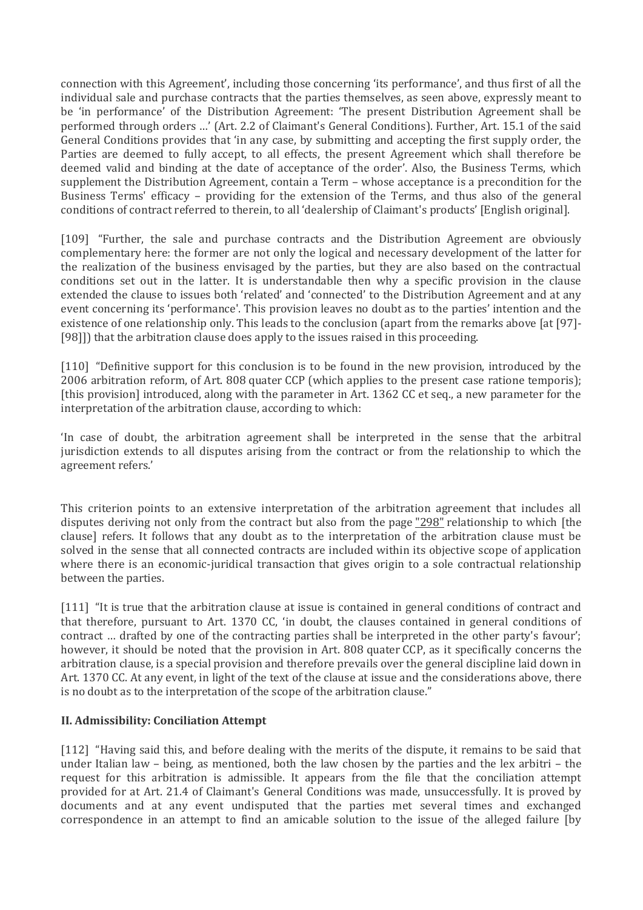connection with this Agreement', including those concerning 'its performance', and thus first of all the individual sale and purchase contracts that the parties themselves, as seen above, expressly meant to be 'in performance' of the Distribution Agreement: 'The present Distribution Agreement shall be performed through orders …' (Art. 2.2 of Claimant's General Conditions). Further, Art. 15.1 of the said General Conditions provides that 'in any case, by submitting and accepting the first supply order, the Parties are deemed to fully accept, to all effects, the present Agreement which shall therefore be deemed valid and binding at the date of acceptance of the order'. Also, the Business Terms, which supplement the Distribution Agreement, contain a Term – whose acceptance is a precondition for the Business Terms' efficacy – providing for the extension of the Terms, and thus also of the general conditions of contract referred to therein, to all 'dealership of Claimant's products' [English original].

[109] "Further, the sale and purchase contracts and the Distribution Agreement are obviously complementary here: the former are not only the logical and necessary development of the latter for the realization of the business envisaged by the parties, but they are also based on the contractual conditions set out in the latter. It is understandable then why a specific provision in the clause extended the clause to issues both 'related' and 'connected' to the Distribution Agreement and at any event concerning its 'performance'. This provision leaves no doubt as to the parties' intention and the existence of one relationship only. This leads to the conclusion (apart from the remarks above [at [97]-[98]]) that the arbitration clause does apply to the issues raised in this proceeding.

[110] "Definitive support for this conclusion is to be found in the new provision, introduced by the 2006 arbitration reform, of Art. 808 quater CCP (which applies to the present case ratione temporis); [this provision] introduced, along with the parameter in Art. 1362 CC et seq., a new parameter for the interpretation of the arbitration clause, according to which:

'In case of doubt, the arbitration agreement shall be interpreted in the sense that the arbitral jurisdiction extends to all disputes arising from the contract or from the relationship to which the agreement refers.'

This criterion points to an extensive interpretation of the arbitration agreement that includes all disputes deriving not only from the contract but also from the page "298" relationship to which [the clause] refers. It follows that any doubt as to the interpretation of the arbitration clause must be solved in the sense that all connected contracts are included within its objective scope of application where there is an economic-juridical transaction that gives origin to a sole contractual relationship between the parties.

[111] "It is true that the arbitration clause at issue is contained in general conditions of contract and that therefore, pursuant to Art. 1370 CC, 'in doubt, the clauses contained in general conditions of contract … drafted by one of the contracting parties shall be interpreted in the other party's favour'; however, it should be noted that the provision in Art. 808 quater CCP, as it specifically concerns the arbitration clause, is a special provision and therefore prevails over the general discipline laid down in Art. 1370 CC. At any event, in light of the text of the clause at issue and the considerations above, there is no doubt as to the interpretation of the scope of the arbitration clause."

**II. Admissibility: Conciliation Attempt**

[112] "Having said this, and before dealing with the merits of the dispute, it remains to be said that under Italian law – being, as mentioned, both the law chosen by the parties and the lex arbitri – the request for this arbitration is admissible. It appears from the file that the conciliation attempt provided for at Art. 21.4 of Claimant's General Conditions was made, unsuccessfully. It is proved by documents and at any event undisputed that the parties met several times and exchanged correspondence in an attempt to find an amicable solution to the issue of the alleged failure [by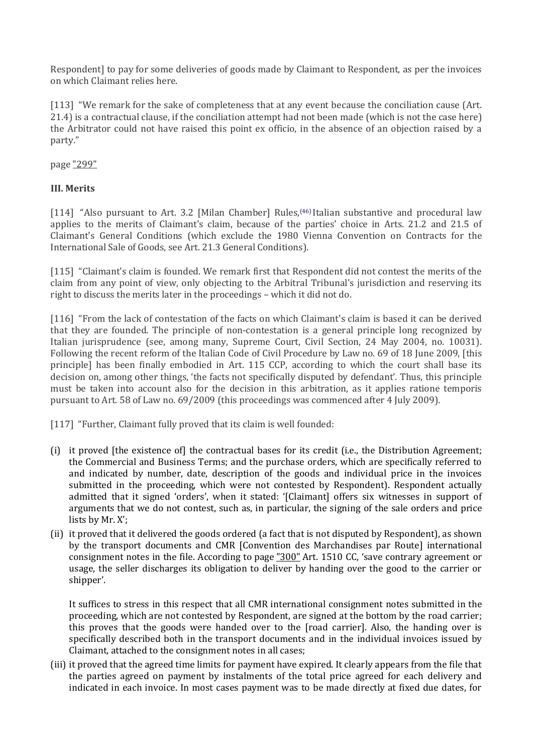Respondent] to pay for some deliveries of goods made by Claimant to Respondent, as per the invoices on which Claimant relies here.

[113] "We remark for the sake of completeness that at any event because the conciliation cause (Art. 21.4) is a contractual clause, if the conciliation attempt had not been made (which is not the case here) the Arbitrator could not have raised this point ex officio, in the absence of an objection raised by a party."

page "299"

### III. Merits

[114] "Also pursuant to Art. 3.2 [Milan Chamber] Rules,(46) Italian substantive and procedural law applies to the merits of Claimant's claim, because of the parties' choice in Arts. 21.2 and 21.5 of Claimant's General Conditions (which exclude the 1980 Vienna Convention on Contracts for the International Sale of Goods, see Art. 21.3 General Conditions).

[115] "Claimant's claim is founded. We remark first that Respondent did not contest the merits of the claim from any point of view, only objecting to the Arbitral Tribunal's jurisdiction and reserving its right to discuss the merits later in the proceedings – which it did not do.

[116] "From the lack of contestation of the facts on which Claimant's claim is based it can be derived that they are founded. The principle of non-contestation is a general principle long recognized by Italian jurisprudence (see, among many, Supreme Court, Civil Section, 24 May 2004, no. 10031). Following the recent reform of the Italian Code of Civil Procedure by Law no. 69 of 18 June 2009, [this principle] has been finally embodied in Art. 115 CCP, according to which the court shall base its decision on, among other things, 'the facts not specifically disputed by defendant'. Thus, this principle must be taken into account also for the decision in this arbitration, as it applies ratione temporis pursuant to Art. 58 of Law no. 69/2009 (this proceedings was commenced after 4 July 2009).

[117] "Further, Claimant fully proved that its claim is well founded:

(i) it proved [the existence of] the contractual bases for its credit (i.e., the Distribution Agreement; the Commercial and Business Terms; and the purchase orders, which are specifically referred to and indicated by number, date, description of the goods and individual price in the invoices submitted in the proceeding, which were not contested by Respondent). Respondent actually admitted that it signed 'orders', when it stated: '[Claimant] offers six witnesses in support of arguments that we do not contest, such as, in particular, the signing of the sale orders and price lists by Mr. X';

(ii) it proved that it delivered the goods ordered (a fact that is not disputed by Respondent), as shown by the transport documents and CMR [Convention des Marchandises par Route] international consignment notes in the file. According to page "300" Art. 1510 CC, 'save contrary agreement or usage, the seller discharges its obligation to deliver by handing over the good to the carrier or shipper'.

    It suffices to stress in this respect that all CMR international consignment notes submitted in the proceeding, which are not contested by Respondent, are signed at the bottom by the road carrier; this proves that the goods were handed over to the [road carrier]. Also, the handing over is specifically described both in the transport documents and in the individual invoices issued by Claimant, attached to the consignment notes in all cases;

(iii) it proved that the agreed time limits for payment have expired. It clearly appears from the file that the parties agreed on payment by instalments of the total price agreed for each delivery and indicated in each invoice. In most cases payment was to be made directly at fixed due dates, for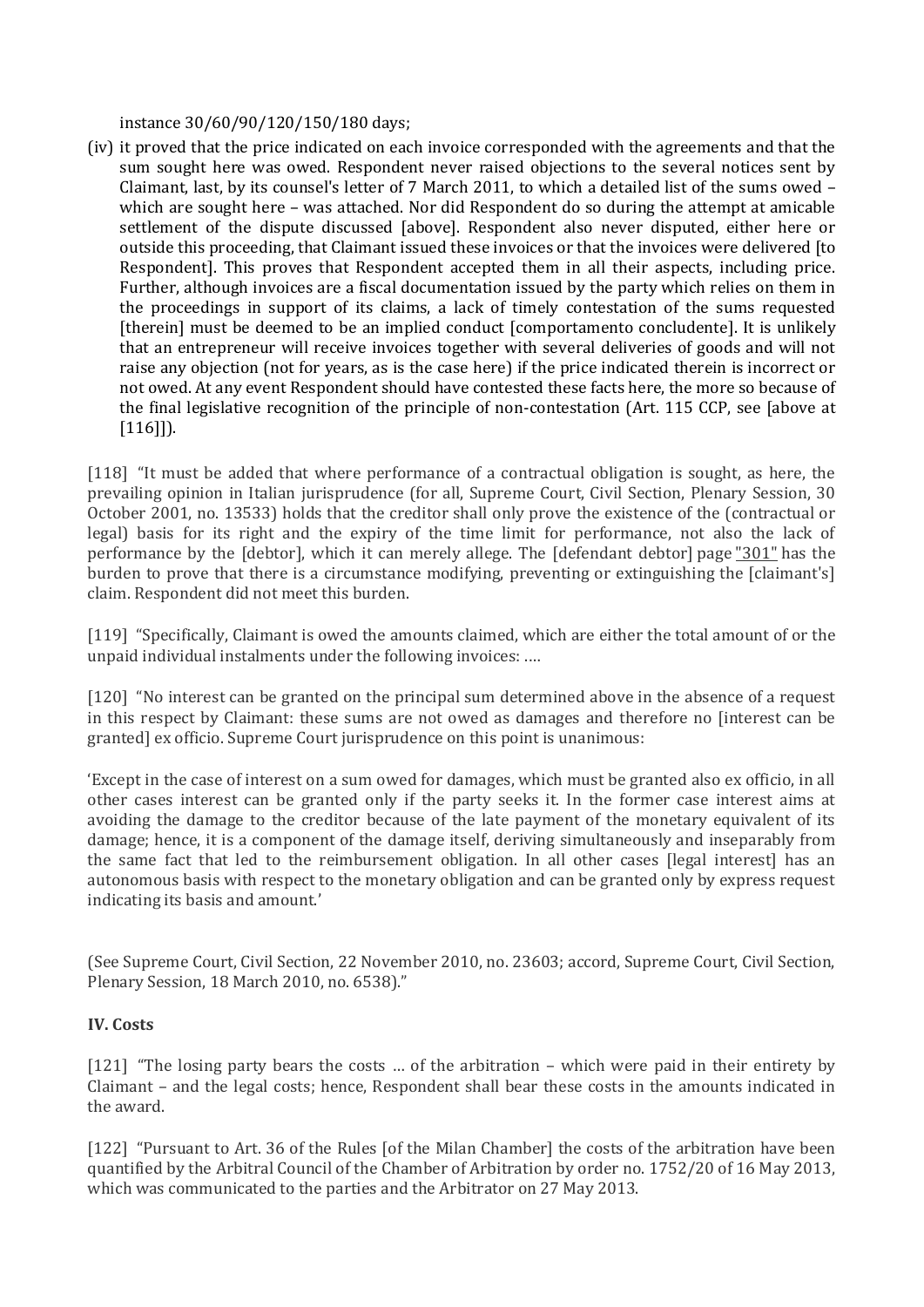instance 30/60/90/120/150/180 days;

(iv) it proved that the price indicated on each invoice corresponded with the agreements and that the sum sought here was owed. Respondent never raised objections to the several notices sent by Claimant, last, by its counsel's letter of 7 March 2011, to which a detailed list of the sums owed – which are sought here – was attached. Nor did Respondent do so during the attempt at amicable settlement of the dispute discussed [above]. Respondent also never disputed, either here or outside this proceeding, that Claimant issued these invoices or that the invoices were delivered [to Respondent]. This proves that Respondent accepted them in all their aspects, including price. Further, although invoices are a fiscal documentation issued by the party which relies on them in the proceedings in support of its claims, a lack of timely contestation of the sums requested [therein] must be deemed to be an implied conduct [comportamento concludente]. It is unlikely that an entrepreneur will receive invoices together with several deliveries of goods and will not raise any objection (not for years, as is the case here) if the price indicated therein is incorrect or not owed. At any event Respondent should have contested these facts here, the more so because of the final legislative recognition of the principle of non-contestation (Art. 115 CCP, see [above at [116]]).

[118] "It must be added that where performance of a contractual obligation is sought, as here, the prevailing opinion in Italian jurisprudence (for all, Supreme Court, Civil Section, Plenary Session, 30 October 2001, no. 13533) holds that the creditor shall only prove the existence of the (contractual or legal) basis for its right and the expiry of the time limit for performance, not also the lack of performance by the [debtor], which it can merely allege. The [defendant debtor] page "301" has the burden to prove that there is a circumstance modifying, preventing or extinguishing the [claimant's] claim. Respondent did not meet this burden.

[119] "Specifically, Claimant is owed the amounts claimed, which are either the total amount of or the unpaid individual instalments under the following invoices: ….

[120] "No interest can be granted on the principal sum determined above in the absence of a request in this respect by Claimant: these sums are not owed as damages and therefore no [interest can be granted] ex officio. Supreme Court jurisprudence on this point is unanimous:

'Except in the case of interest on a sum owed for damages, which must be granted also ex officio, in all other cases interest can be granted only if the party seeks it. In the former case interest aims at avoiding the damage to the creditor because of the late payment of the monetary equivalent of its damage; hence, it is a component of the damage itself, deriving simultaneously and inseparably from the same fact that led to the reimbursement obligation. In all other cases [legal interest] has an autonomous basis with respect to the monetary obligation and can be granted only by express request indicating its basis and amount.'

(See Supreme Court, Civil Section, 22 November 2010, no. 23603; accord, Supreme Court, Civil Section, Plenary Session, 18 March 2010, no. 6538)."

**IV. Costs**

[121] "The losing party bears the costs … of the arbitration – which were paid in their entirety by Claimant – and the legal costs; hence, Respondent shall bear these costs in the amounts indicated in the award.

[122] "Pursuant to Art. 36 of the Rules [of the Milan Chamber] the costs of the arbitration have been quantified by the Arbitral Council of the Chamber of Arbitration by order no. 1752/20 of 16 May 2013, which was communicated to the parties and the Arbitrator on 27 May 2013.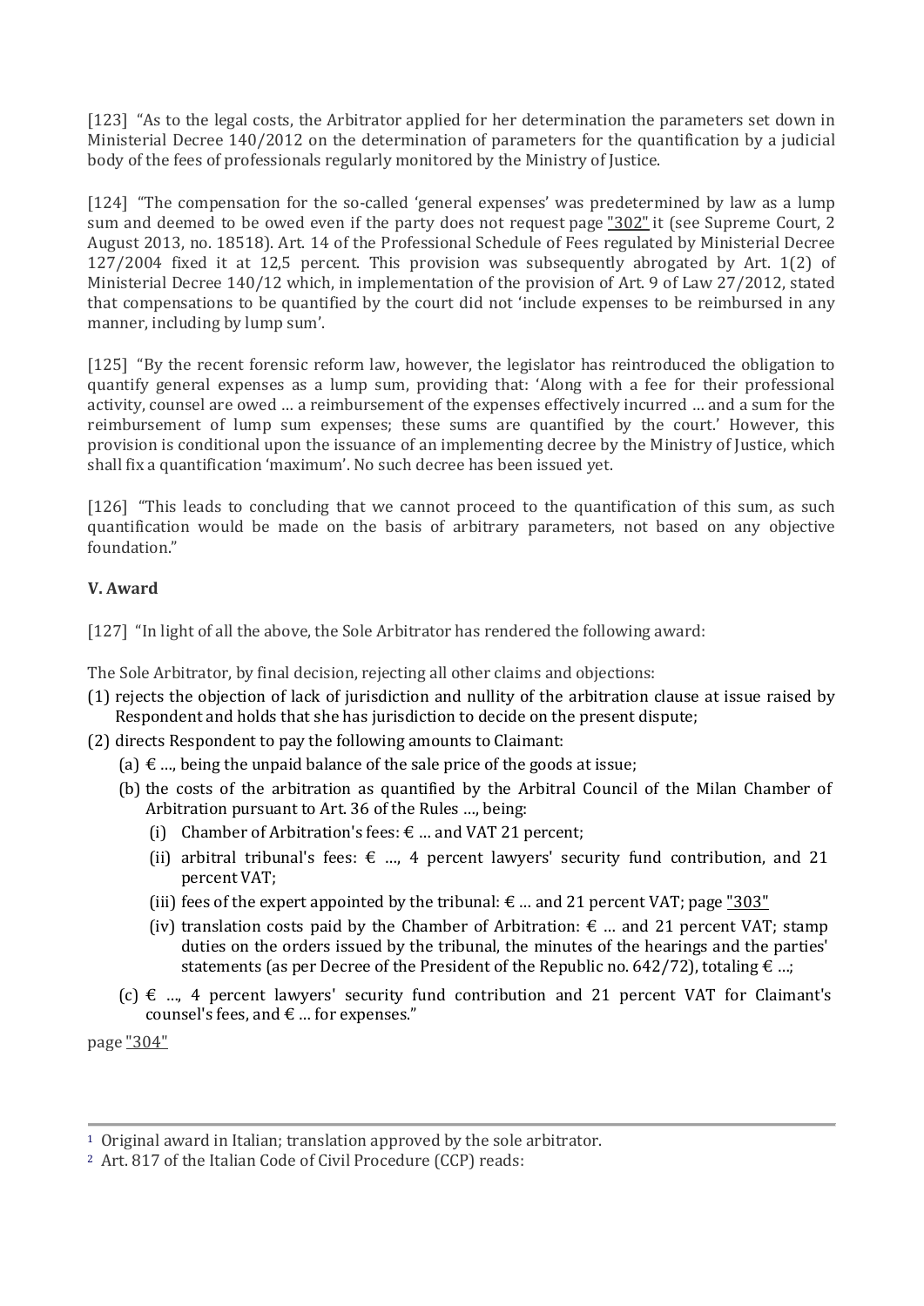[123] "As to the legal costs, the Arbitrator applied for her determination the parameters set down in Ministerial Decree 140/2012 on the determination of parameters for the quantification by a judicial body of the fees of professionals regularly monitored by the Ministry of Justice.

[124] "The compensation for the so-called 'general expenses' was predetermined by law as a lump sum and deemed to be owed even if the party does not request page "302" it (see Supreme Court, 2 August 2013, no. 18518). Art. 14 of the Professional Schedule of Fees regulated by Ministerial Decree 127/2004 fixed it at 12,5 percent. This provision was subsequently abrogated by Art. 1(2) of Ministerial Decree 140/12 which, in implementation of the provision of Art. 9 of Law 27/2012, stated that compensations to be quantified by the court did not 'include expenses to be reimbursed in any manner, including by lump sum'.

[125] "By the recent forensic reform law, however, the legislator has reintroduced the obligation to quantify general expenses as a lump sum, providing that: 'Along with a fee for their professional activity, counsel are owed … a reimbursement of the expenses effectively incurred … and a sum for the reimbursement of lump sum expenses; these sums are quantified by the court.' However, this provision is conditional upon the issuance of an implementing decree by the Ministry of Justice, which shall fix a quantification 'maximum'. No such decree has been issued yet.

[126] "This leads to concluding that we cannot proceed to the quantification of this sum, as such quantification would be made on the basis of arbitrary parameters, not based on any objective foundation."

## V. Award

[127] "In light of all the above, the Sole Arbitrator has rendered the following award:

The Sole Arbitrator, by final decision, rejecting all other claims and objections:

(1) rejects the objection of lack of jurisdiction and nullity of the arbitration clause at issue raised by Respondent and holds that she has jurisdiction to decide on the present dispute;

(2) directs Respondent to pay the following amounts to Claimant:

   (a) € …, being the unpaid balance of the sale price of the goods at issue;

   (b) the costs of the arbitration as quantified by the Arbitral Council of the Milan Chamber of Arbitration pursuant to Art. 36 of the Rules …, being:

      (i) Chamber of Arbitration's fees: € … and VAT 21 percent;

      (ii) arbitral tribunal's fees: € …, 4 percent lawyers' security fund contribution, and 21 percent VAT;

      (iii) fees of the expert appointed by the tribunal: € … and 21 percent VAT; page "303"

      (iv) translation costs paid by the Chamber of Arbitration: € … and 21 percent VAT; stamp duties on the orders issued by the tribunal, the minutes of the hearings and the parties' statements (as per Decree of the President of the Republic no. 642/72), totaling € …;

   (c) € …, 4 percent lawyers' security fund contribution and 21 percent VAT for Claimant's counsel's fees, and € … for expenses."

page "304"

---

[1] Original award in Italian; translation approved by the sole arbitrator.

[2] Art. 817 of the Italian Code of Civil Procedure (CCP) reads: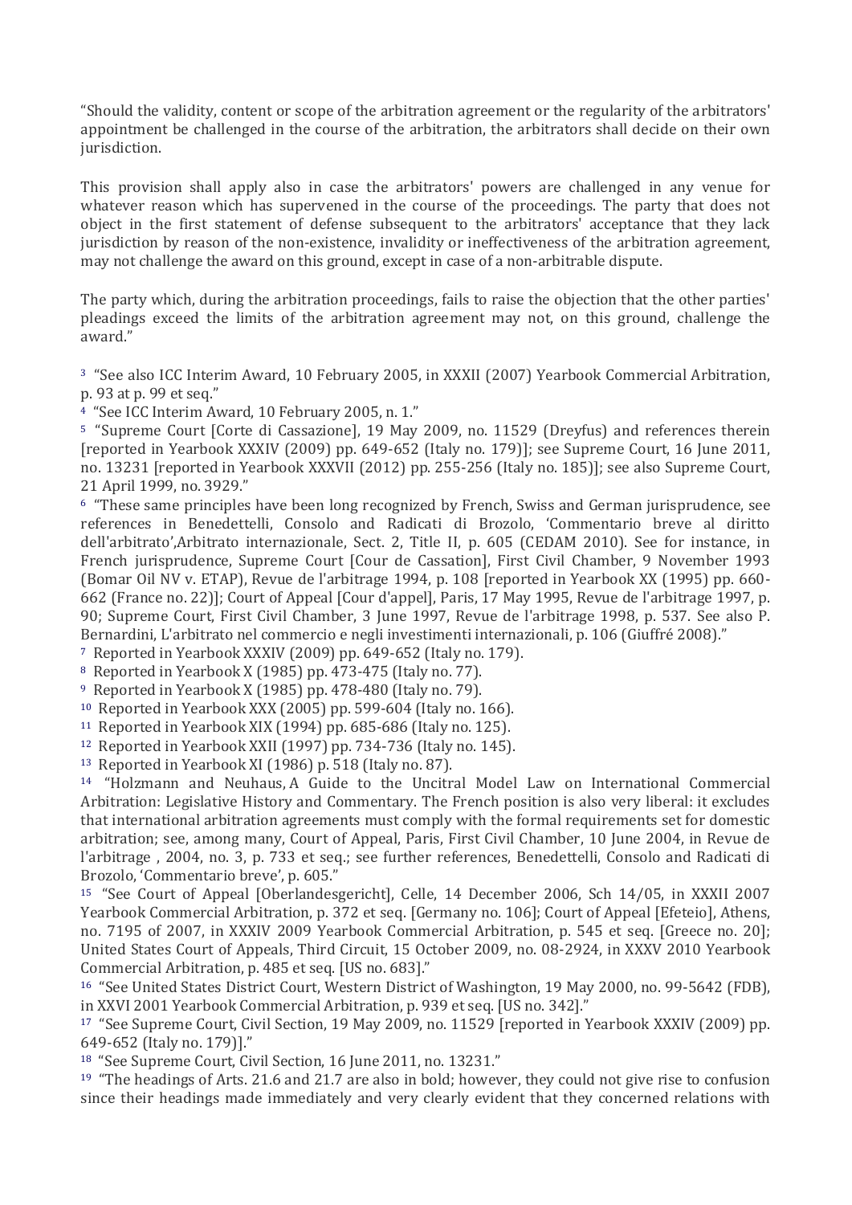"Should the validity, content or scope of the arbitration agreement or the regularity of the arbitrators' appointment be challenged in the course of the arbitration, the arbitrators shall decide on their own jurisdiction.

This provision shall apply also in case the arbitrators' powers are challenged in any venue for whatever reason which has supervened in the course of the proceedings. The party that does not object in the first statement of defense subsequent to the arbitrators' acceptance that they lack jurisdiction by reason of the non-existence, invalidity or ineffectiveness of the arbitration agreement, may not challenge the award on this ground, except in case of a non-arbitrable dispute.

The party which, during the arbitration proceedings, fails to raise the objection that the other parties' pleadings exceed the limits of the arbitration agreement may not, on this ground, challenge the award."

[3] "See also ICC Interim Award, 10 February 2005, in XXXII (2007) Yearbook Commercial Arbitration, p. 93 at p. 99 et seq."

[4] "See ICC Interim Award, 10 February 2005, n. 1."

[5] "Supreme Court [Corte di Cassazione], 19 May 2009, no. 11529 (Dreyfus) and references therein [reported in Yearbook XXXIV (2009) pp. 649-652 (Italy no. 179)]; see Supreme Court, 16 June 2011, no. 13231 [reported in Yearbook XXXVII (2012) pp. 255-256 (Italy no. 185)]; see also Supreme Court, 21 April 1999, no. 3929."

[6] "These same principles have been long recognized by French, Swiss and German jurisprudence, see references in Benedettelli, Consolo and Radicati di Brozolo, 'Commentario breve al diritto dell'arbitrato',Arbitrato internazionale, Sect. 2, Title II, p. 605 (CEDAM 2010). See for instance, in French jurisprudence, Supreme Court [Cour de Cassation], First Civil Chamber, 9 November 1993 (Bomar Oil NV v. ETAP), Revue de l'arbitrage 1994, p. 108 [reported in Yearbook XX (1995) pp. 660-662 (France no. 22)]; Court of Appeal [Cour d'appel], Paris, 17 May 1995, Revue de l'arbitrage 1997, p. 90; Supreme Court, First Civil Chamber, 3 June 1997, Revue de l'arbitrage 1998, p. 537. See also P. Bernardini, L'arbitrato nel commercio e negli investimenti internazionali, p. 106 (Giuffré 2008)."

[7] Reported in Yearbook XXXIV (2009) pp. 649-652 (Italy no. 179).

[8] Reported in Yearbook X (1985) pp. 473-475 (Italy no. 77).

[9] Reported in Yearbook X (1985) pp. 478-480 (Italy no. 79).

[10] Reported in Yearbook XXX (2005) pp. 599-604 (Italy no. 166).

[11] Reported in Yearbook XIX (1994) pp. 685-686 (Italy no. 125).

[12] Reported in Yearbook XXII (1997) pp. 734-736 (Italy no. 145).

[13] Reported in Yearbook XI (1986) p. 518 (Italy no. 87).

[14] "Holzmann and Neuhaus, A Guide to the Uncitral Model Law on International Commercial Arbitration: Legislative History and Commentary. The French position is also very liberal: it excludes that international arbitration agreements must comply with the formal requirements set for domestic arbitration; see, among many, Court of Appeal, Paris, First Civil Chamber, 10 June 2004, in Revue de l'arbitrage , 2004, no. 3, p. 733 et seq.; see further references, Benedettelli, Consolo and Radicati di Brozolo, 'Commentario breve', p. 605."

[15] "See Court of Appeal [Oberlandesgericht], Celle, 14 December 2006, Sch 14/05, in XXXII 2007 Yearbook Commercial Arbitration, p. 372 et seq. [Germany no. 106]; Court of Appeal [Efeteio], Athens, no. 7195 of 2007, in XXXIV 2009 Yearbook Commercial Arbitration, p. 545 et seq. [Greece no. 20]; United States Court of Appeals, Third Circuit, 15 October 2009, no. 08-2924, in XXXV 2010 Yearbook Commercial Arbitration, p. 485 et seq. [US no. 683]."

[16] "See United States District Court, Western District of Washington, 19 May 2000, no. 99-5642 (FDB), in XXVI 2001 Yearbook Commercial Arbitration, p. 939 et seq. [US no. 342]."

[17] "See Supreme Court, Civil Section, 19 May 2009, no. 11529 [reported in Yearbook XXXIV (2009) pp. 649-652 (Italy no. 179)]."

[18] "See Supreme Court, Civil Section, 16 June 2011, no. 13231."

[19] "The headings of Arts. 21.6 and 21.7 are also in bold; however, they could not give rise to confusion since their headings made immediately and very clearly evident that they concerned relations with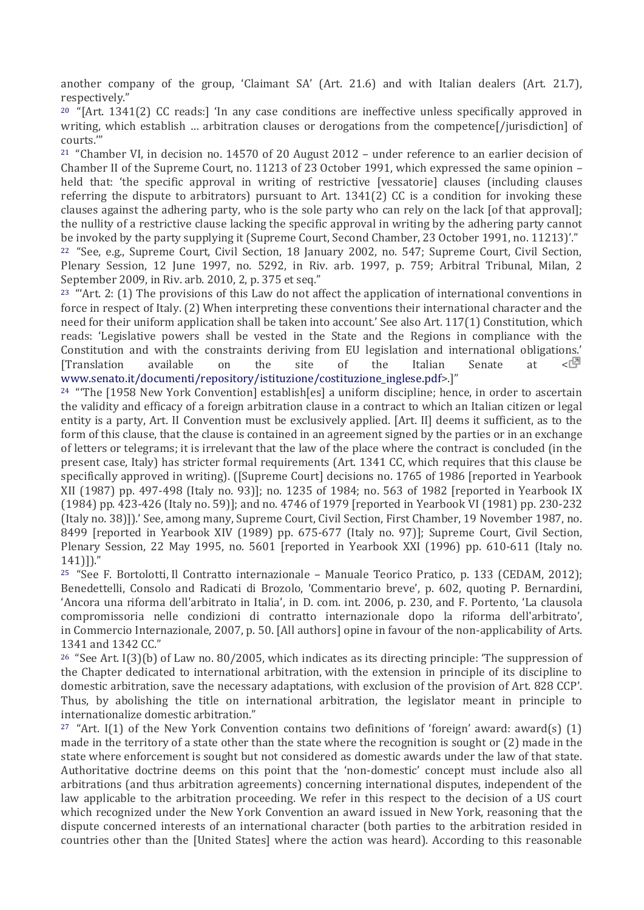another company of the group, 'Claimant SA' (Art. 21.6) and with Italian dealers (Art. 21.7), respectively."

[20] "[Art. 1341(2) CC reads:] 'In any case conditions are ineffective unless specifically approved in writing, which establish … arbitration clauses or derogations from the competence[/jurisdiction] of courts.'"

[21] "Chamber VI, in decision no. 14570 of 20 August 2012 – under reference to an earlier decision of Chamber II of the Supreme Court, no. 11213 of 23 October 1991, which expressed the same opinion – held that: 'the specific approval in writing of restrictive [vessatorie] clauses (including clauses referring the dispute to arbitrators) pursuant to Art. 1341(2) CC is a condition for invoking these clauses against the adhering party, who is the sole party who can rely on the lack [of that approval]; the nullity of a restrictive clause lacking the specific approval in writing by the adhering party cannot be invoked by the party supplying it (Supreme Court, Second Chamber, 23 October 1991, no. 11213)'."

[22] "See, e.g., Supreme Court, Civil Section, 18 January 2002, no. 547; Supreme Court, Civil Section, Plenary Session, 12 June 1997, no. 5292, in Riv. arb. 1997, p. 759; Arbitral Tribunal, Milan, 2 September 2009, in Riv. arb. 2010, 2, p. 375 et seq."

[23] "'Art. 2: (1) The provisions of this Law do not affect the application of international conventions in force in respect of Italy. (2) When interpreting these conventions their international character and the need for their uniform application shall be taken into account.' See also Art. 117(1) Constitution, which reads: 'Legislative powers shall be vested in the State and the Regions in compliance with the Constitution and with the constraints deriving from EU legislation and international obligations.' [Translation available on the site of the Italian Senate at <www.senato.it/documenti/repository/istituzione/costituzione_inglese.pdf>.]"

[24] "'The [1958 New York Convention] establish[es] a uniform discipline; hence, in order to ascertain the validity and efficacy of a foreign arbitration clause in a contract to which an Italian citizen or legal entity is a party, Art. II Convention must be exclusively applied. [Art. II] deems it sufficient, as to the form of this clause, that the clause is contained in an agreement signed by the parties or in an exchange of letters or telegrams; it is irrelevant that the law of the place where the contract is concluded (in the present case, Italy) has stricter formal requirements (Art. 1341 CC, which requires that this clause be specifically approved in writing). ([Supreme Court] decisions no. 1765 of 1986 [reported in Yearbook XII (1987) pp. 497-498 (Italy no. 93)]; no. 1235 of 1984; no. 563 of 1982 [reported in Yearbook IX (1984) pp. 423-426 (Italy no. 59)]; and no. 4746 of 1979 [reported in Yearbook VI (1981) pp. 230-232 (Italy no. 38)]).' See, among many, Supreme Court, Civil Section, First Chamber, 19 November 1987, no. 8499 [reported in Yearbook XIV (1989) pp. 675-677 (Italy no. 97)]; Supreme Court, Civil Section, Plenary Session, 22 May 1995, no. 5601 [reported in Yearbook XXI (1996) pp. 610-611 (Italy no. 141)])."

[25] "See F. Bortolotti, Il Contratto internazionale – Manuale Teorico Pratico, p. 133 (CEDAM, 2012); Benedettelli, Consolo and Radicati di Brozolo, 'Commentario breve', p. 602, quoting P. Bernardini, 'Ancora una riforma dell'arbitrato in Italia', in D. com. int. 2006, p. 230, and F. Portento, 'La clausola compromissoria nelle condizioni di contratto internazionale dopo la riforma dell'arbitrato', in Commercio Internazionale, 2007, p. 50. [All authors] opine in favour of the non-applicability of Arts. 1341 and 1342 CC."

[26] "See Art. I(3)(b) of Law no. 80/2005, which indicates as its directing principle: 'The suppression of the Chapter dedicated to international arbitration, with the extension in principle of its discipline to domestic arbitration, save the necessary adaptations, with exclusion of the provision of Art. 828 CCP'. Thus, by abolishing the title on international arbitration, the legislator meant in principle to internationalize domestic arbitration."

[27] "Art. I(1) of the New York Convention contains two definitions of 'foreign' award: award(s) (1) made in the territory of a state other than the state where the recognition is sought or (2) made in the state where enforcement is sought but not considered as domestic awards under the law of that state. Authoritative doctrine deems on this point that the 'non-domestic' concept must include also all arbitrations (and thus arbitration agreements) concerning international disputes, independent of the law applicable to the arbitration proceeding. We refer in this respect to the decision of a US court which recognized under the New York Convention an award issued in New York, reasoning that the dispute concerned interests of an international character (both parties to the arbitration resided in countries other than the [United States] where the action was heard). According to this reasonable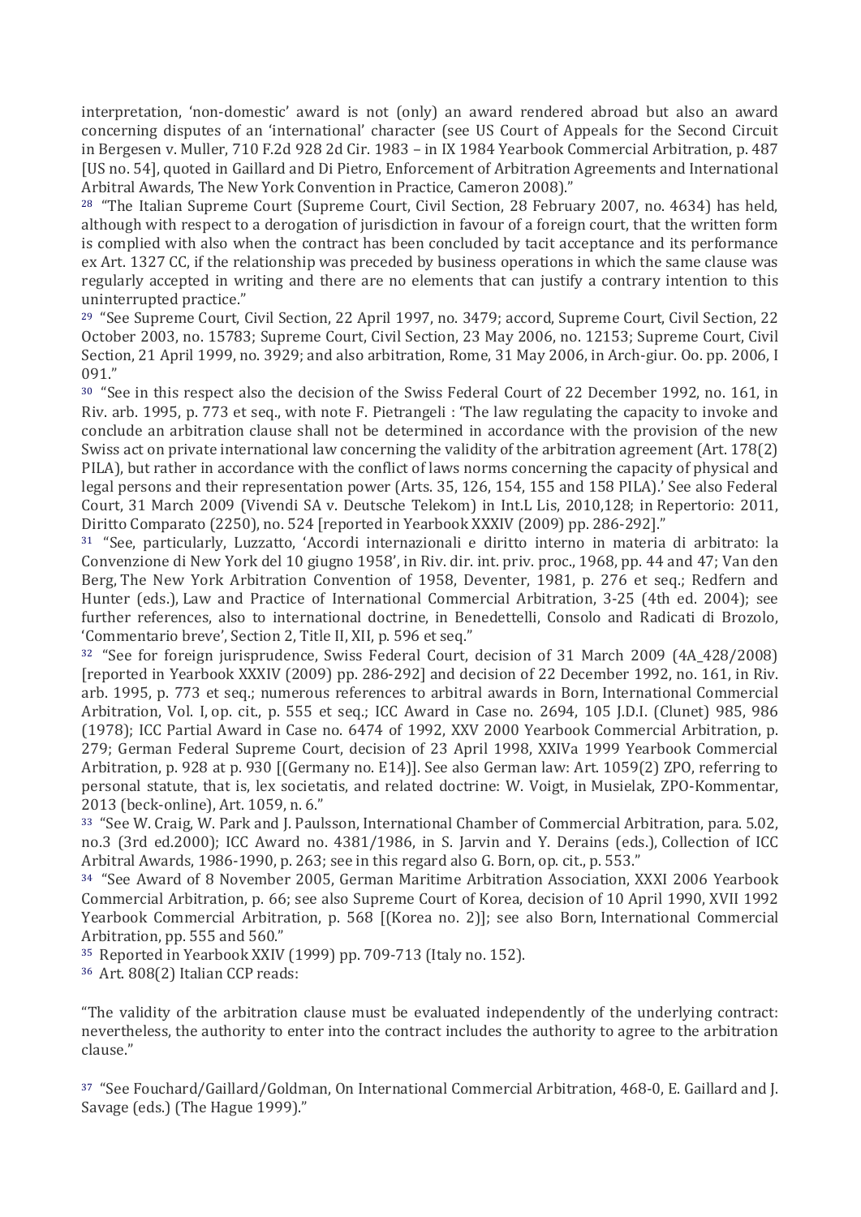interpretation, 'non-domestic' award is not (only) an award rendered abroad but also an award concerning disputes of an 'international' character (see US Court of Appeals for the Second Circuit in Bergesen v. Muller, 710 F.2d 928 2d Cir. 1983 – in IX 1984 Yearbook Commercial Arbitration, p. 487 [US no. 54], quoted in Gaillard and Di Pietro, Enforcement of Arbitration Agreements and International Arbitral Awards, The New York Convention in Practice, Cameron 2008)."

[28] "The Italian Supreme Court (Supreme Court, Civil Section, 28 February 2007, no. 4634) has held, although with respect to a derogation of jurisdiction in favour of a foreign court, that the written form is complied with also when the contract has been concluded by tacit acceptance and its performance ex Art. 1327 CC, if the relationship was preceded by business operations in which the same clause was regularly accepted in writing and there are no elements that can justify a contrary intention to this uninterrupted practice."

[29] "See Supreme Court, Civil Section, 22 April 1997, no. 3479; accord, Supreme Court, Civil Section, 22 October 2003, no. 15783; Supreme Court, Civil Section, 23 May 2006, no. 12153; Supreme Court, Civil Section, 21 April 1999, no. 3929; and also arbitration, Rome, 31 May 2006, in Arch-giur. Oo. pp. 2006, I 091."

[30] "See in this respect also the decision of the Swiss Federal Court of 22 December 1992, no. 161, in Riv. arb. 1995, p. 773 et seq., with note F. Pietrangeli : 'The law regulating the capacity to invoke and conclude an arbitration clause shall not be determined in accordance with the provision of the new Swiss act on private international law concerning the validity of the arbitration agreement (Art. 178(2) PILA), but rather in accordance with the conflict of laws norms concerning the capacity of physical and legal persons and their representation power (Arts. 35, 126, 154, 155 and 158 PILA).' See also Federal Court, 31 March 2009 (Vivendi SA v. Deutsche Telekom) in Int.L Lis, 2010,128; in Repertorio: 2011, Diritto Comparato (2250), no. 524 [reported in Yearbook XXXIV (2009) pp. 286-292]."

[31] "See, particularly, Luzzatto, 'Accordi internazionali e diritto interno in materia di arbitrato: la Convenzione di New York del 10 giugno 1958', in Riv. dir. int. priv. proc., 1968, pp. 44 and 47; Van den Berg, The New York Arbitration Convention of 1958, Deventer, 1981, p. 276 et seq.; Redfern and Hunter (eds.), Law and Practice of International Commercial Arbitration, 3-25 (4th ed. 2004); see further references, also to international doctrine, in Benedettelli, Consolo and Radicati di Brozolo, 'Commentario breve', Section 2, Title II, XII, p. 596 et seq."

[32] "See for foreign jurisprudence, Swiss Federal Court, decision of 31 March 2009 (4A_428/2008) [reported in Yearbook XXXIV (2009) pp. 286-292] and decision of 22 December 1992, no. 161, in Riv. arb. 1995, p. 773 et seq.; numerous references to arbitral awards in Born, International Commercial Arbitration, Vol. I, op. cit., p. 555 et seq.; ICC Award in Case no. 2694, 105 J.D.I. (Clunet) 985, 986 (1978); ICC Partial Award in Case no. 6474 of 1992, XXV 2000 Yearbook Commercial Arbitration, p. 279; German Federal Supreme Court, decision of 23 April 1998, XXIVa 1999 Yearbook Commercial Arbitration, p. 928 at p. 930 [(Germany no. E14)]. See also German law: Art. 1059(2) ZPO, referring to personal statute, that is, lex societatis, and related doctrine: W. Voigt, in Musielak, ZPO-Kommentar, 2013 (beck-online), Art. 1059, n. 6."

[33] "See W. Craig, W. Park and J. Paulsson, International Chamber of Commercial Arbitration, para. 5.02, no.3 (3rd ed.2000); ICC Award no. 4381/1986, in S. Jarvin and Y. Derains (eds.), Collection of ICC Arbitral Awards, 1986-1990, p. 263; see in this regard also G. Born, op. cit., p. 553."

[34] "See Award of 8 November 2005, German Maritime Arbitration Association, XXXI 2006 Yearbook Commercial Arbitration, p. 66; see also Supreme Court of Korea, decision of 10 April 1990, XVII 1992 Yearbook Commercial Arbitration, p. 568 [(Korea no. 2)]; see also Born, International Commercial Arbitration, pp. 555 and 560."

[35] Reported in Yearbook XXIV (1999) pp. 709-713 (Italy no. 152).

[36] Art. 808(2) Italian CCP reads:

"The validity of the arbitration clause must be evaluated independently of the underlying contract: nevertheless, the authority to enter into the contract includes the authority to agree to the arbitration clause."

[37] "See Fouchard/Gaillard/Goldman, On International Commercial Arbitration, 468-0, E. Gaillard and J. Savage (eds.) (The Hague 1999)."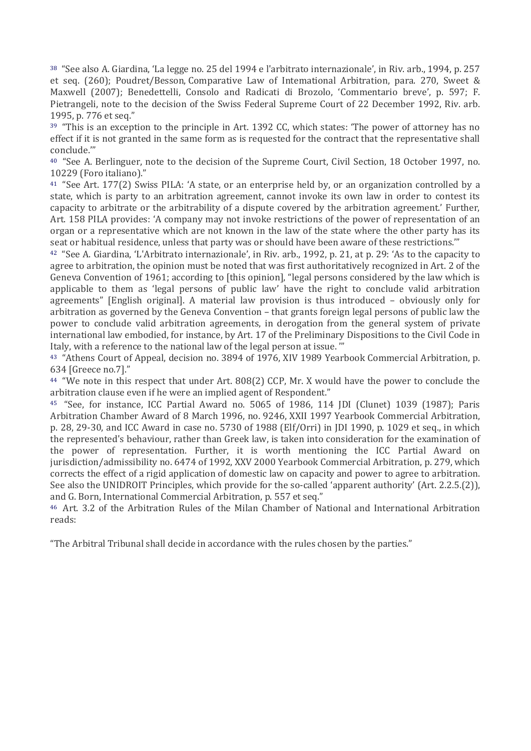[38] "See also A. Giardina, 'La legge no. 25 del 1994 e l'arbitrato internazionale', in Riv. arb., 1994, p. 257 et seq. (260); Poudret/Besson, Comparative Law of Intemational Arbitration, para. 270, Sweet & Maxwell (2007); Benedettelli, Consolo and Radicati di Brozolo, 'Commentario breve', p. 597; F. Pietrangeli, note to the decision of the Swiss Federal Supreme Court of 22 December 1992, Riv. arb. 1995, p. 776 et seq."

[39] "This is an exception to the principle in Art. 1392 CC, which states: 'The power of attorney has no effect if it is not granted in the same form as is requested for the contract that the representative shall conclude.'"

[40] "See A. Berlinguer, note to the decision of the Supreme Court, Civil Section, 18 October 1997, no. 10229 (Foro italiano)."

[41] "See Art. 177(2) Swiss PILA: 'A state, or an enterprise held by, or an organization controlled by a state, which is party to an arbitration agreement, cannot invoke its own law in order to contest its capacity to arbitrate or the arbitrability of a dispute covered by the arbitration agreement.' Further, Art. 158 PILA provides: 'A company may not invoke restrictions of the power of representation of an organ or a representative which are not known in the law of the state where the other party has its seat or habitual residence, unless that party was or should have been aware of these restrictions.'"

[42] "See A. Giardina, 'L'Arbitrato internazionale', in Riv. arb., 1992, p. 21, at p. 29: 'As to the capacity to agree to arbitration, the opinion must be noted that was first authoritatively recognized in Art. 2 of the Geneva Convention of 1961; according to [this opinion], "legal persons considered by the law which is applicable to them as 'legal persons of public law' have the right to conclude valid arbitration agreements" [English original]. A material law provision is thus introduced – obviously only for arbitration as governed by the Geneva Convention – that grants foreign legal persons of public law the power to conclude valid arbitration agreements, in derogation from the general system of private international law embodied, for instance, by Art. 17 of the Preliminary Dispositions to the Civil Code in Italy, with a reference to the national law of the legal person at issue. '"

[43] "Athens Court of Appeal, decision no. 3894 of 1976, XIV 1989 Yearbook Commercial Arbitration, p. 634 [Greece no.7]."

[44] "We note in this respect that under Art. 808(2) CCP, Mr. X would have the power to conclude the arbitration clause even if he were an implied agent of Respondent."

[45] "See, for instance, ICC Partial Award no. 5065 of 1986, 114 JDI (Clunet) 1039 (1987); Paris Arbitration Chamber Award of 8 March 1996, no. 9246, XXII 1997 Yearbook Commercial Arbitration, p. 28, 29-30, and ICC Award in case no. 5730 of 1988 (Elf/Orri) in JDI 1990, p. 1029 et seq., in which the represented's behaviour, rather than Greek law, is taken into consideration for the examination of the power of representation. Further, it is worth mentioning the ICC Partial Award on jurisdiction/admissibility no. 6474 of 1992, XXV 2000 Yearbook Commercial Arbitration, p. 279, which corrects the effect of a rigid application of domestic law on capacity and power to agree to arbitration. See also the UNIDROIT Principles, which provide for the so-called 'apparent authority' (Art. 2.2.5.(2)), and G. Born, International Commercial Arbitration, p. 557 et seq."

[46] Art. 3.2 of the Arbitration Rules of the Milan Chamber of National and International Arbitration reads:

"The Arbitral Tribunal shall decide in accordance with the rules chosen by the parties."